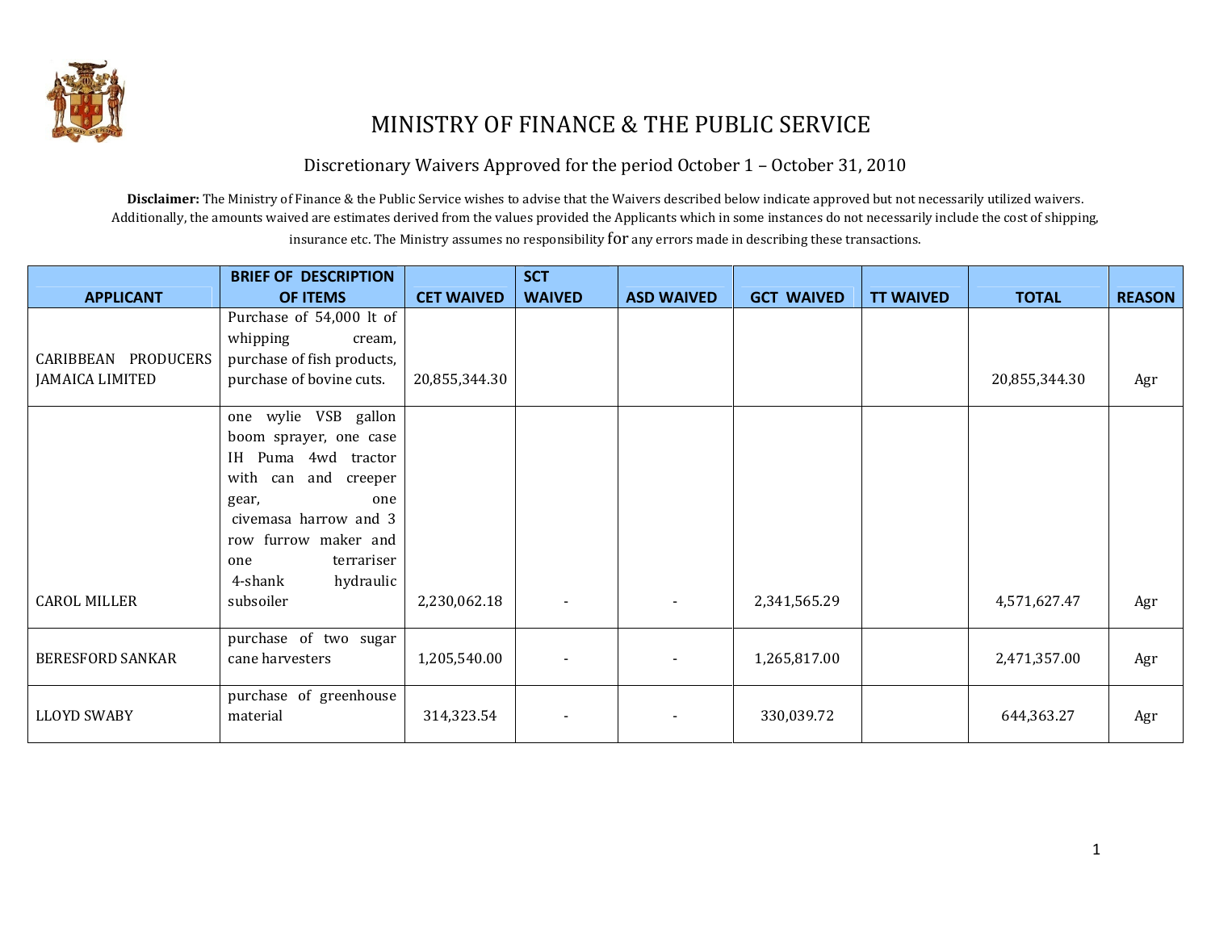# MINISTRY OF FINANCE & THE PUBLIC SERVICE

## Discretionary Waivers Approved for the period October 1 – October 31, 2010

**Disclaimer:** The Ministry of Finance & the Public Service wishes to advise that the Waivers described below indicate approved but not necessarily utilized waivers. Additionally, the amounts waived are estimates derived from the values provided the Applicants which in some instances do not necessarily include the cost of shipping, insurance etc. The Ministry assumes no responsibility for any errors made in describing these transactions.

| APPLICANT | BRIEF OF DESCRIPTION OF ITEMS | CET WAIVED | SCT WAIVED | ASD WAIVED | GCT WAIVED | TT WAIVED | TOTAL | REASON |
|---|---|---|---|---|---|---|---|---|
| CARIBBEAN PRODUCERS JAMAICA LIMITED | Purchase of 54,000 lt of whipping cream, purchase of fish products, purchase of bovine cuts. | 20,855,344.30 | | | | | 20,855,344.30 | Agr |
| CAROL MILLER | one wylie VSB gallon boom sprayer, one case IH Puma 4wd tractor with can and creeper gear, one civemasa harrow and 3 row furrow maker and one terrariser 4-shank hydraulic subsoiler | 2,230,062.18 | - | - | 2,341,565.29 | | 4,571,627.47 | Agr |
| BERESFORD SANKAR | purchase of two sugar cane harvesters | 1,205,540.00 | - | - | 1,265,817.00 | | 2,471,357.00 | Agr |
| LLOYD SWABY | purchase of greenhouse material | 314,323.54 | - | - | 330,039.72 | | 644,363.27 | Agr |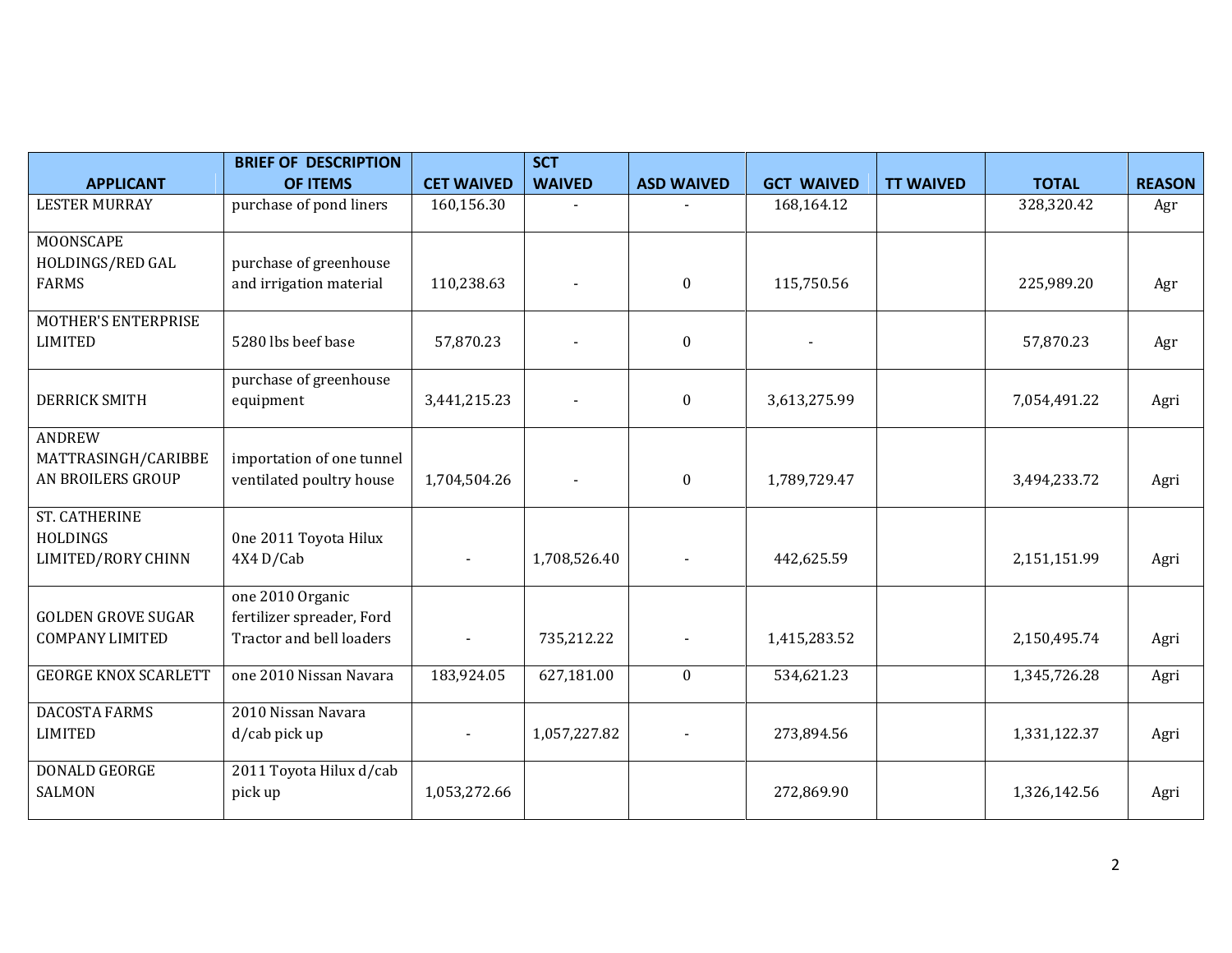| APPLICANT | BRIEF OF DESCRIPTION OF ITEMS | CET WAIVED | SCT WAIVED | ASD WAIVED | GCT WAIVED | TT WAIVED | TOTAL | REASON |
|---|---|---|---|---|---|---|---|---|
| LESTER MURRAY | purchase of pond liners | 160,156.30 | - | - | 168,164.12 | | 328,320.42 | Agr |
| MOONSCAPE HOLDINGS/RED GAL FARMS | purchase of greenhouse and irrigation material | 110,238.63 | - | 0 | 115,750.56 | | 225,989.20 | Agr |
| MOTHER'S ENTERPRISE LIMITED | 5280 lbs beef base | 57,870.23 | - | 0 | - | | 57,870.23 | Agr |
| DERRICK SMITH | purchase of greenhouse equipment | 3,441,215.23 | - | 0 | 3,613,275.99 | | 7,054,491.22 | Agri |
| ANDREW MATTRASINGH/CARIBBEAN BROILERS GROUP | importation of one tunnel ventilated poultry house | 1,704,504.26 | - | 0 | 1,789,729.47 | | 3,494,233.72 | Agri |
| ST. CATHERINE HOLDINGS LIMITED/RORY CHINN | 0ne 2011 Toyota Hilux 4X4 D/Cab | - | 1,708,526.40 | - | 442,625.59 | | 2,151,151.99 | Agri |
| GOLDEN GROVE SUGAR COMPANY LIMITED | one 2010 Organic fertilizer spreader, Ford Tractor and bell loaders | - | 735,212.22 | - | 1,415,283.52 | | 2,150,495.74 | Agri |
| GEORGE KNOX SCARLETT | one 2010 Nissan Navara | 183,924.05 | 627,181.00 | 0 | 534,621.23 | | 1,345,726.28 | Agri |
| DACOSTA FARMS LIMITED | 2010 Nissan Navara d/cab pick up | - | 1,057,227.82 | - | 273,894.56 | | 1,331,122.37 | Agri |
| DONALD GEORGE SALMON | 2011 Toyota Hilux d/cab pick up | 1,053,272.66 | | | 272,869.90 | | 1,326,142.56 | Agri |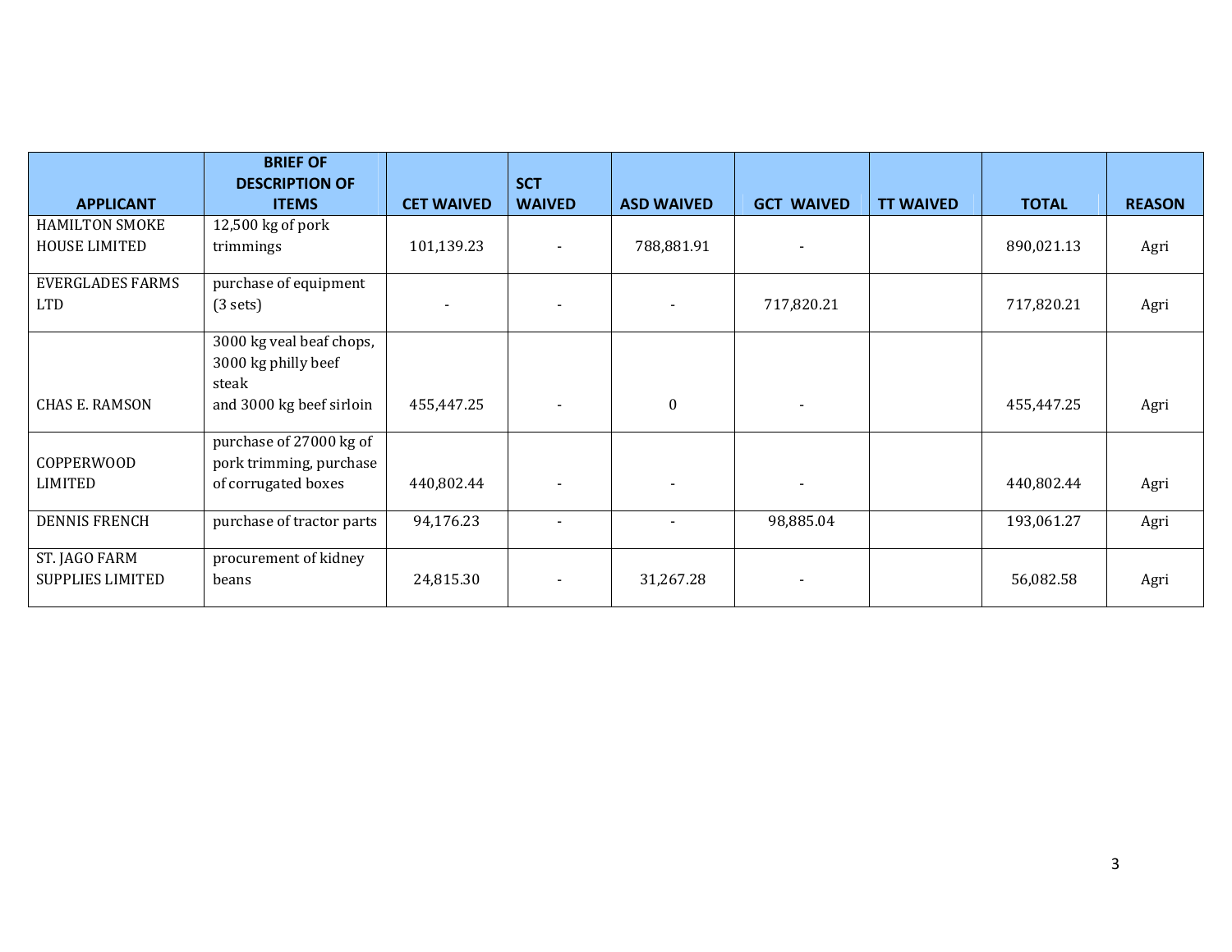| APPLICANT | BRIEF OF DESCRIPTION OF ITEMS | CET WAIVED | SCT WAIVED | ASD WAIVED | GCT WAIVED | TT WAIVED | TOTAL | REASON |
|---|---|---|---|---|---|---|---|---|
| HAMILTON SMOKE HOUSE LIMITED | 12,500 kg of pork trimmings | 101,139.23 | - | 788,881.91 | - | | 890,021.13 | Agri |
| EVERGLADES FARMS LTD | purchase of equipment (3 sets) | - | - | - | 717,820.21 | | 717,820.21 | Agri |
| CHAS E. RAMSON | 3000 kg veal beaf chops, 3000 kg philly beef steak and 3000 kg beef sirloin | 455,447.25 | - | 0 | - | | 455,447.25 | Agri |
| COPPERWOOD LIMITED | purchase of 27000 kg of pork trimming, purchase of corrugated boxes | 440,802.44 | - | - | - | | 440,802.44 | Agri |
| DENNIS FRENCH | purchase of tractor parts | 94,176.23 | - | - | 98,885.04 | | 193,061.27 | Agri |
| ST. JAGO FARM SUPPLIES LIMITED | procurement of kidney beans | 24,815.30 | - | 31,267.28 | - | | 56,082.58 | Agri |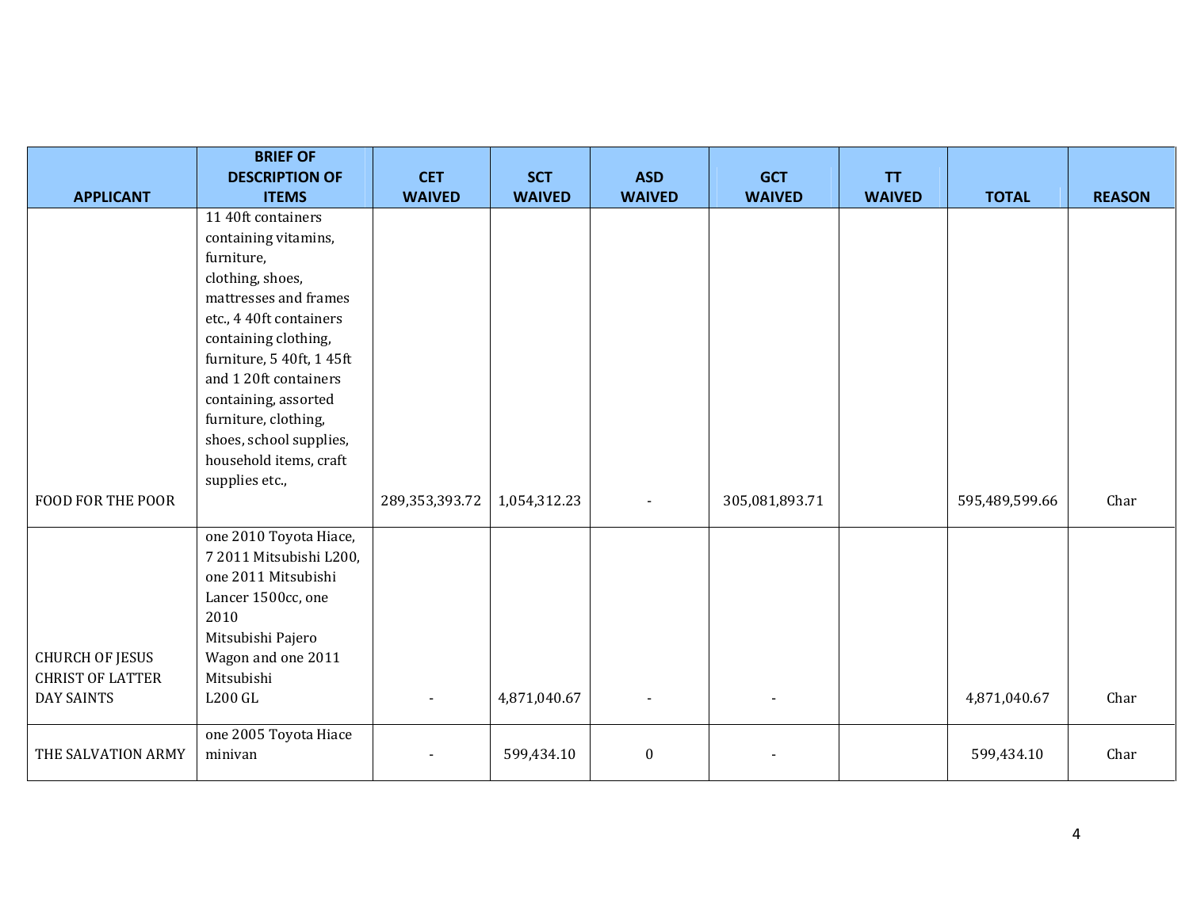| APPLICANT | BRIEF OF DESCRIPTION OF ITEMS | CET WAIVED | SCT WAIVED | ASD WAIVED | GCT WAIVED | TT WAIVED | TOTAL | REASON |
|---|---|---|---|---|---|---|---|---|
| FOOD FOR THE POOR | 11 40ft containers containing vitamins, furniture, clothing, shoes, mattresses and frames etc., 4 40ft containers containing clothing, furniture, 5 40ft, 1 45ft and 1 20ft containers containing, assorted furniture, clothing, shoes, school supplies, household items, craft supplies etc., | 289,353,393.72 | 1,054,312.23 | - | 305,081,893.71 | | 595,489,599.66 | Char |
| CHURCH OF JESUS CHRIST OF LATTER DAY SAINTS | one 2010 Toyota Hiace, 7 2011 Mitsubishi L200, one 2011 Mitsubishi Lancer 1500cc, one 2010 Mitsubishi Pajero Wagon and one 2011 Mitsubishi L200 GL | - | 4,871,040.67 | - | - | | 4,871,040.67 | Char |
| THE SALVATION ARMY | one 2005 Toyota Hiace minivan | - | 599,434.10 | 0 | - | | 599,434.10 | Char |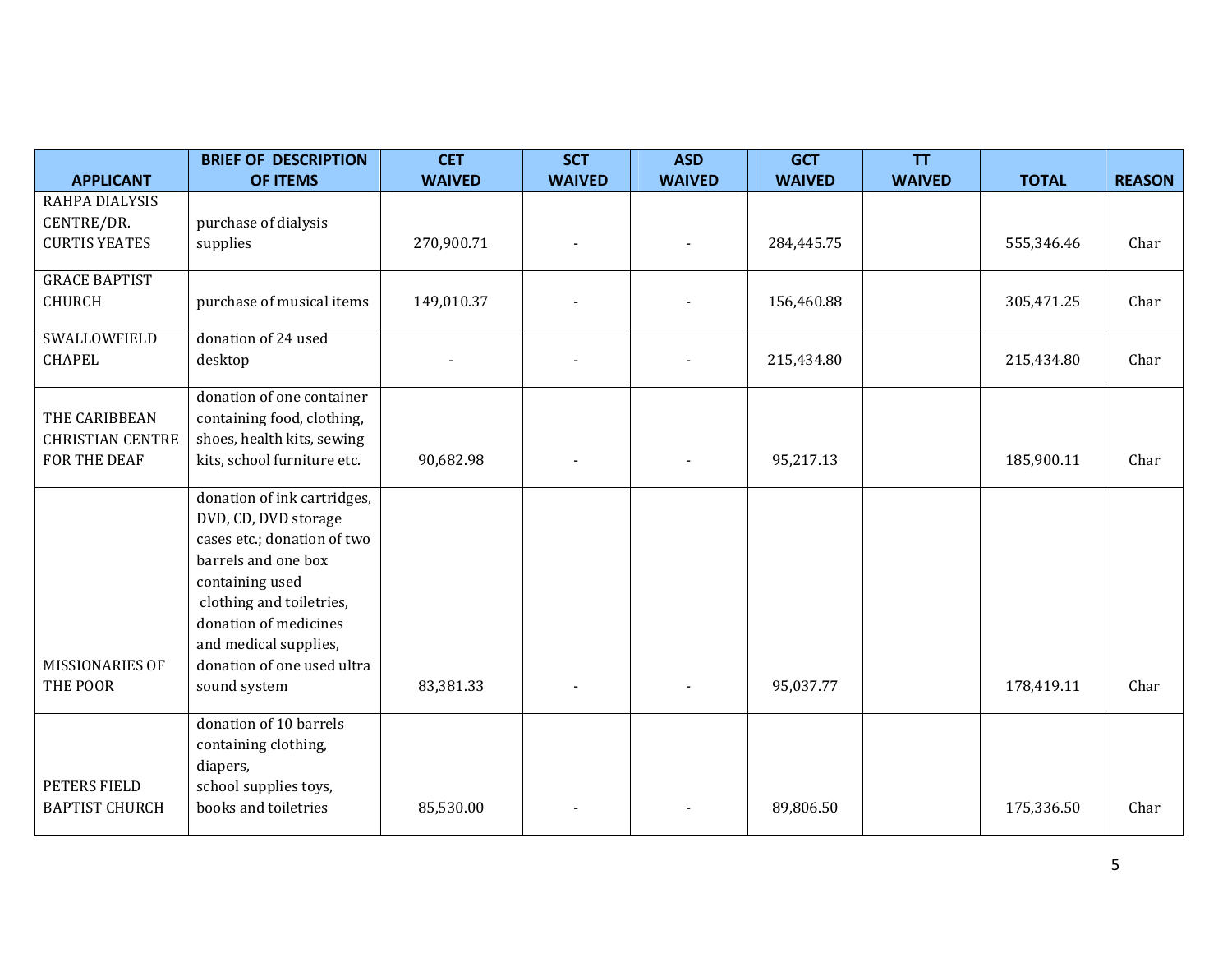| APPLICANT | BRIEF OF DESCRIPTION OF ITEMS | CET WAIVED | SCT WAIVED | ASD WAIVED | GCT WAIVED | TT WAIVED | TOTAL | REASON |
|---|---|---|---|---|---|---|---|---|
| RAHPA DIALYSIS CENTRE/DR. CURTIS YEATES | purchase of dialysis supplies | 270,900.71 | - | - | 284,445.75 | | 555,346.46 | Char |
| GRACE BAPTIST CHURCH | purchase of musical items | 149,010.37 | - | - | 156,460.88 | | 305,471.25 | Char |
| SWALLOWFIELD CHAPEL | donation of 24 used desktop | - | - | - | 215,434.80 | | 215,434.80 | Char |
| THE CARIBBEAN CHRISTIAN CENTRE FOR THE DEAF | donation of one container containing food, clothing, shoes, health kits, sewing kits, school furniture etc. | 90,682.98 | - | - | 95,217.13 | | 185,900.11 | Char |
| MISSIONARIES OF THE POOR | donation of ink cartridges, DVD, CD, DVD storage cases etc.; donation of two barrels and one box containing used clothing and toiletries, donation of medicines and medical supplies, donation of one used ultra sound system | 83,381.33 | - | - | 95,037.77 | | 178,419.11 | Char |
| PETERS FIELD BAPTIST CHURCH | donation of 10 barrels containing clothing, diapers, school supplies toys, books and toiletries | 85,530.00 | - | - | 89,806.50 | | 175,336.50 | Char |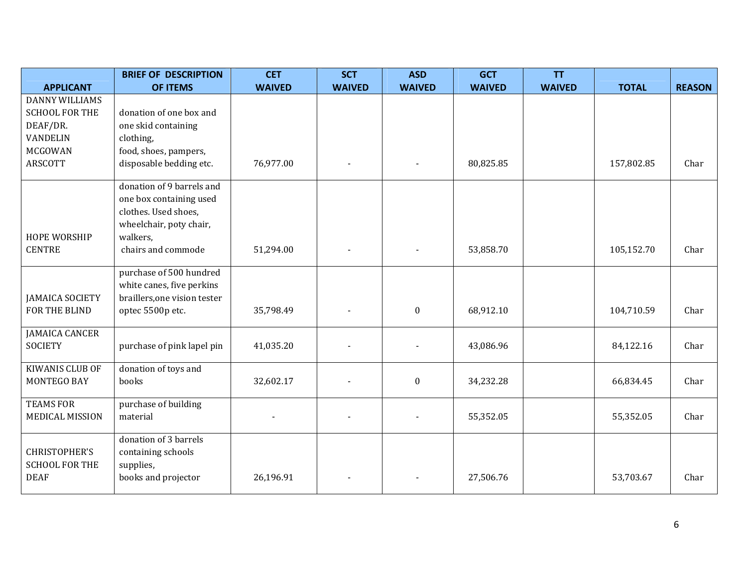| APPLICANT | BRIEF OF DESCRIPTION OF ITEMS | CET WAIVED | SCT WAIVED | ASD WAIVED | GCT WAIVED | TT WAIVED | TOTAL | REASON |
|---|---|---|---|---|---|---|---|---|
| DANNY WILLIAMS SCHOOL FOR THE DEAF/DR. VANDELIN MCGOWAN ARSCOTT | donation of one box and one skid containing clothing, food, shoes, pampers, disposable bedding etc. | 76,977.00 | - | - | 80,825.85 | | 157,802.85 | Char |
| HOPE WORSHIP CENTRE | donation of 9 barrels and one box containing used clothes. Used shoes, wheelchair, poty chair, walkers, chairs and commode | 51,294.00 | - | - | 53,858.70 | | 105,152.70 | Char |
| JAMAICA SOCIETY FOR THE BLIND | purchase of 500 hundred white canes, five perkins braillers,one vision tester optec 5500p etc. | 35,798.49 | - | 0 | 68,912.10 | | 104,710.59 | Char |
| JAMAICA CANCER SOCIETY | purchase of pink lapel pin | 41,035.20 | - | - | 43,086.96 | | 84,122.16 | Char |
| KIWANIS CLUB OF MONTEGO BAY | donation of toys and books | 32,602.17 | - | 0 | 34,232.28 | | 66,834.45 | Char |
| TEAMS FOR MEDICAL MISSION | purchase of building material | - | - | - | 55,352.05 | | 55,352.05 | Char |
| CHRISTOPHER'S SCHOOL FOR THE DEAF | donation of 3 barrels containing schools supplies, books and projector | 26,196.91 | - | - | 27,506.76 | | 53,703.67 | Char |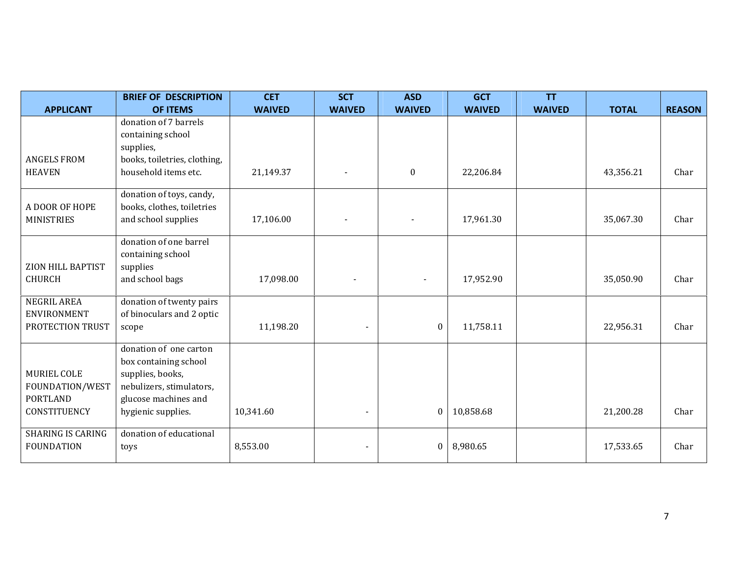| APPLICANT | BRIEF OF DESCRIPTION OF ITEMS | CET WAIVED | SCT WAIVED | ASD WAIVED | GCT WAIVED | TT WAIVED | TOTAL | REASON |
|---|---|---|---|---|---|---|---|---|
| ANGELS FROM HEAVEN | donation of 7 barrels containing school supplies, books, toiletries, clothing, household items etc. | 21,149.37 | - | 0 | 22,206.84 | | 43,356.21 | Char |
| A DOOR OF HOPE MINISTRIES | donation of toys, candy, books, clothes, toiletries and school supplies | 17,106.00 | - | - | 17,961.30 | | 35,067.30 | Char |
| ZION HILL BAPTIST CHURCH | donation of one barrel containing school supplies and school bags | 17,098.00 | - | - | 17,952.90 | | 35,050.90 | Char |
| NEGRIL AREA ENVIRONMENT PROTECTION TRUST | donation of twenty pairs of binoculars and 2 optic scope | 11,198.20 | - | 0 | 11,758.11 | | 22,956.31 | Char |
| MURIEL COLE FOUNDATION/WEST PORTLAND CONSTITUENCY | donation of one carton box containing school supplies, books, nebulizers, stimulators, glucose machines and hygienic supplies. | 10,341.60 | - | 0 | 10,858.68 | | 21,200.28 | Char |
| SHARING IS CARING FOUNDATION | donation of educational toys | 8,553.00 | - | 0 | 8,980.65 | | 17,533.65 | Char |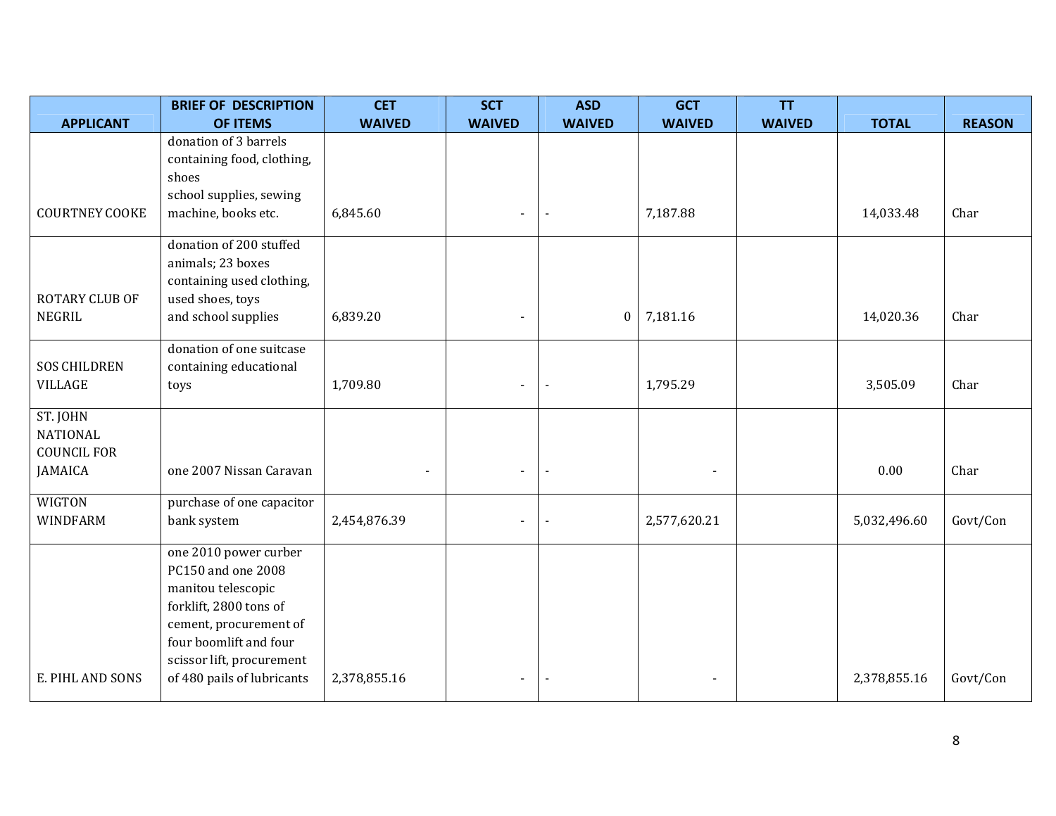| APPLICANT | BRIEF OF DESCRIPTION OF ITEMS | CET WAIVED | SCT WAIVED | ASD WAIVED | GCT WAIVED | TT WAIVED | TOTAL | REASON |
|---|---|---|---|---|---|---|---|---|
| COURTNEY COOKE | donation of 3 barrels containing food, clothing, shoes school supplies, sewing machine, books etc. | 6,845.60 | - | - | 7,187.88 | | 14,033.48 | Char |
| ROTARY CLUB OF NEGRIL | donation of 200 stuffed animals; 23 boxes containing used clothing, used shoes, toys and school supplies | 6,839.20 | - | 0 | 7,181.16 | | 14,020.36 | Char |
| SOS CHILDREN VILLAGE | donation of one suitcase containing educational toys | 1,709.80 | - | - | 1,795.29 | | 3,505.09 | Char |
| ST. JOHN NATIONAL COUNCIL FOR JAMAICA | one 2007 Nissan Caravan | - | - | - | - | | 0.00 | Char |
| WIGTON WINDFARM | purchase of one capacitor bank system | 2,454,876.39 | - | - | 2,577,620.21 | | 5,032,496.60 | Govt/Con |
| E. PIHL AND SONS | one 2010 power curber PC150 and one 2008 manitou telescopic forklift, 2800 tons of cement, procurement of four boomlift and four scissor lift, procurement of 480 pails of lubricants | 2,378,855.16 | - | - | - | | 2,378,855.16 | Govt/Con |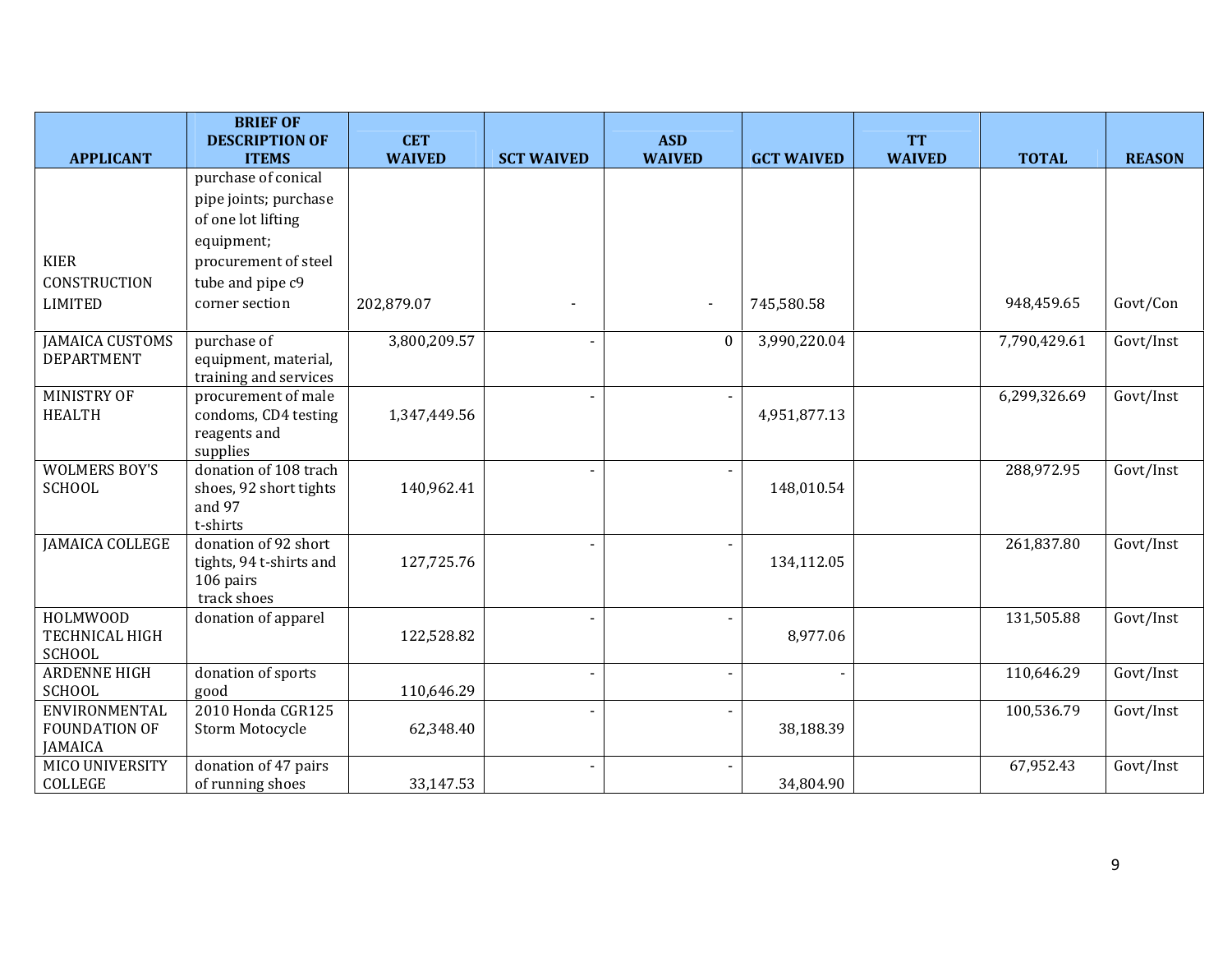| APPLICANT | BRIEF OF DESCRIPTION OF ITEMS | CET WAIVED | SCT WAIVED | ASD WAIVED | GCT WAIVED | TT WAIVED | TOTAL | REASON |
|---|---|---|---|---|---|---|---|---|
| KIER CONSTRUCTION LIMITED | purchase of conical pipe joints; purchase of one lot lifting equipment; procurement of steel tube and pipe c9 corner section | 202,879.07 | - | - | 745,580.58 | | 948,459.65 | Govt/Con |
| JAMAICA CUSTOMS DEPARTMENT | purchase of equipment, material, training and services | 3,800,209.57 | - | 0 | 3,990,220.04 | | 7,790,429.61 | Govt/Inst |
| MINISTRY OF HEALTH | procurement of male condoms, CD4 testing reagents and supplies | 1,347,449.56 | - | - | 4,951,877.13 | | 6,299,326.69 | Govt/Inst |
| WOLMERS BOY'S SCHOOL | donation of 108 trach shoes, 92 short tights and 97 t-shirts | 140,962.41 | - | - | 148,010.54 | | 288,972.95 | Govt/Inst |
| JAMAICA COLLEGE | donation of 92 short tights, 94 t-shirts and 106 pairs track shoes | 127,725.76 | - | - | 134,112.05 | | 261,837.80 | Govt/Inst |
| HOLMWOOD TECHNICAL HIGH SCHOOL | donation of apparel | 122,528.82 | - | - | 8,977.06 | | 131,505.88 | Govt/Inst |
| ARDENNE HIGH SCHOOL | donation of sports good | 110,646.29 | - | - | - | | 110,646.29 | Govt/Inst |
| ENVIRONMENTAL FOUNDATION OF JAMAICA | 2010 Honda CGR125 Storm Motocycle | 62,348.40 | - | - | 38,188.39 | | 100,536.79 | Govt/Inst |
| MICO UNIVERSITY COLLEGE | donation of 47 pairs of running shoes | 33,147.53 | - | - | 34,804.90 | | 67,952.43 | Govt/Inst |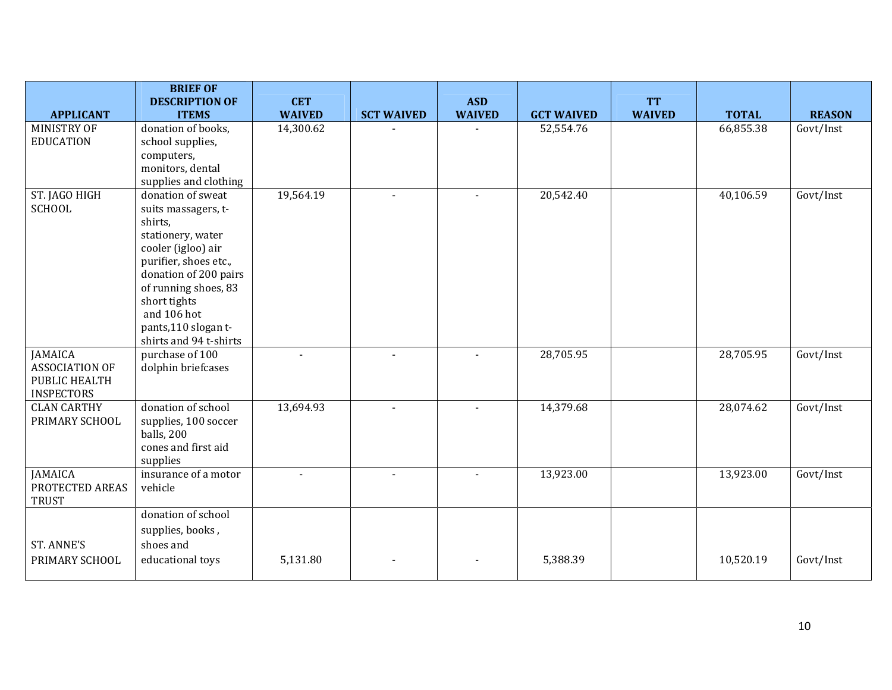| APPLICANT | BRIEF OF DESCRIPTION OF ITEMS | CET WAIVED | SCT WAIVED | ASD WAIVED | GCT WAIVED | TT WAIVED | TOTAL | REASON |
|---|---|---|---|---|---|---|---|---|
| MINISTRY OF EDUCATION | donation of books, school supplies, computers, monitors, dental supplies and clothing | 14,300.62 | - | - | 52,554.76 | | 66,855.38 | Govt/Inst |
| ST. JAGO HIGH SCHOOL | donation of sweat suits massagers, t-shirts, stationery, water cooler (igloo) air purifier, shoes etc., donation of 200 pairs of running shoes, 83 short tights and 106 hot pants,110 slogan t-shirts and 94 t-shirts | 19,564.19 | - | - | 20,542.40 | | 40,106.59 | Govt/Inst |
| JAMAICA ASSOCIATION OF PUBLIC HEALTH INSPECTORS | purchase of 100 dolphin briefcases | - | - | - | 28,705.95 | | 28,705.95 | Govt/Inst |
| CLAN CARTHY PRIMARY SCHOOL | donation of school supplies, 100 soccer balls, 200 cones and first aid supplies | 13,694.93 | - | - | 14,379.68 | | 28,074.62 | Govt/Inst |
| JAMAICA PROTECTED AREAS TRUST | insurance of a motor vehicle | - | - | - | 13,923.00 | | 13,923.00 | Govt/Inst |
| ST. ANNE'S PRIMARY SCHOOL | donation of school supplies, books , shoes and educational toys | 5,131.80 | - | - | 5,388.39 | | 10,520.19 | Govt/Inst |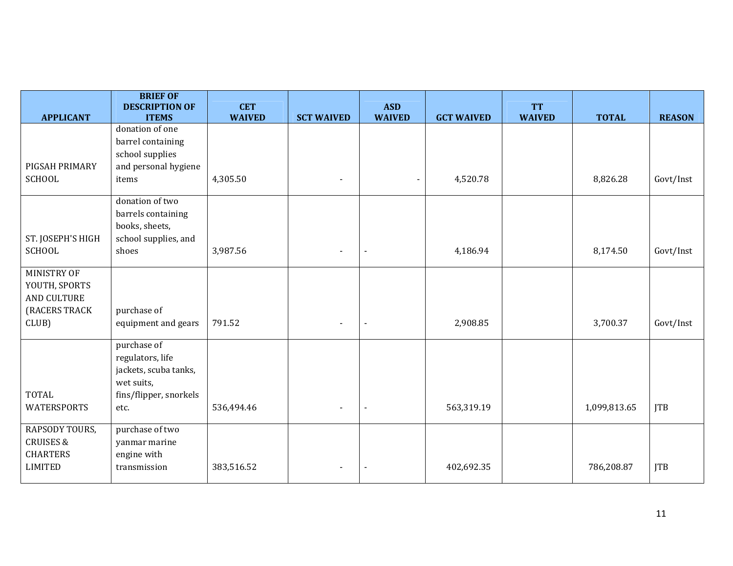| APPLICANT | BRIEF OF DESCRIPTION OF ITEMS | CET WAIVED | SCT WAIVED | ASD WAIVED | GCT WAIVED | TT WAIVED | TOTAL | REASON |
|---|---|---|---|---|---|---|---|---|
| PIGSAH PRIMARY SCHOOL | donation of one barrel containing school supplies and personal hygiene items | 4,305.50 | - | - | 4,520.78 | | 8,826.28 | Govt/Inst |
| ST. JOSEPH'S HIGH SCHOOL | donation of two barrels containing books, sheets, school supplies, and shoes | 3,987.56 | - | - | 4,186.94 | | 8,174.50 | Govt/Inst |
| MINISTRY OF YOUTH, SPORTS AND CULTURE (RACERS TRACK CLUB) | purchase of equipment and gears | 791.52 | - | - | 2,908.85 | | 3,700.37 | Govt/Inst |
| TOTAL WATERSPORTS | purchase of regulators, life jackets, scuba tanks, wet suits, fins/flipper, snorkels etc. | 536,494.46 | - | - | 563,319.19 | | 1,099,813.65 | JTB |
| RAPSODY TOURS, CRUISES & CHARTERS LIMITED | purchase of two yanmar marine engine with transmission | 383,516.52 | - | - | 402,692.35 | | 786,208.87 | JTB |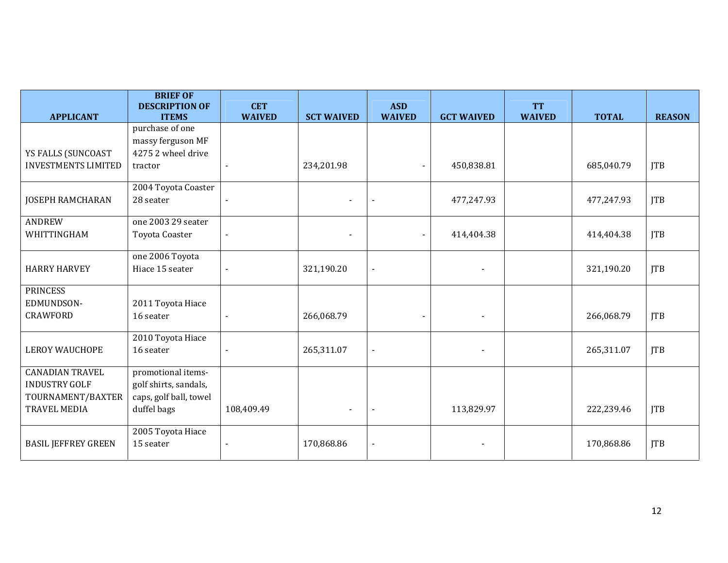| APPLICANT | BRIEF OF DESCRIPTION OF ITEMS | CET WAIVED | SCT WAIVED | ASD WAIVED | GCT WAIVED | TT WAIVED | TOTAL | REASON |
|---|---|---|---|---|---|---|---|---|
| YS FALLS (SUNCOAST INVESTMENTS LIMITED | purchase of one massy ferguson MF 4275 2 wheel drive tractor | - | 234,201.98 | - | 450,838.81 | | 685,040.79 | JTB |
| JOSEPH RAMCHARAN | 2004 Toyota Coaster 28 seater | - | - | - | 477,247.93 | | 477,247.93 | JTB |
| ANDREW WHITTINGHAM | one 2003 29 seater Toyota Coaster | - | - | - | 414,404.38 | | 414,404.38 | JTB |
| HARRY HARVEY | one 2006 Toyota Hiace 15 seater | - | 321,190.20 | - | - | | 321,190.20 | JTB |
| PRINCESS EDMUNDSON-CRAWFORD | 2011 Toyota Hiace 16 seater | - | 266,068.79 | - | - | | 266,068.79 | JTB |
| LEROY WAUCHOPE | 2010 Toyota Hiace 16 seater | - | 265,311.07 | - | - | | 265,311.07 | JTB |
| CANADIAN TRAVEL INDUSTRY GOLF TOURNAMENT/BAXTER TRAVEL MEDIA | promotional items-golf shirts, sandals, caps, golf ball, towel duffel bags | 108,409.49 | - | - | 113,829.97 | | 222,239.46 | JTB |
| BASIL JEFFREY GREEN | 2005 Toyota Hiace 15 seater | - | 170,868.86 | - | - | | 170,868.86 | JTB |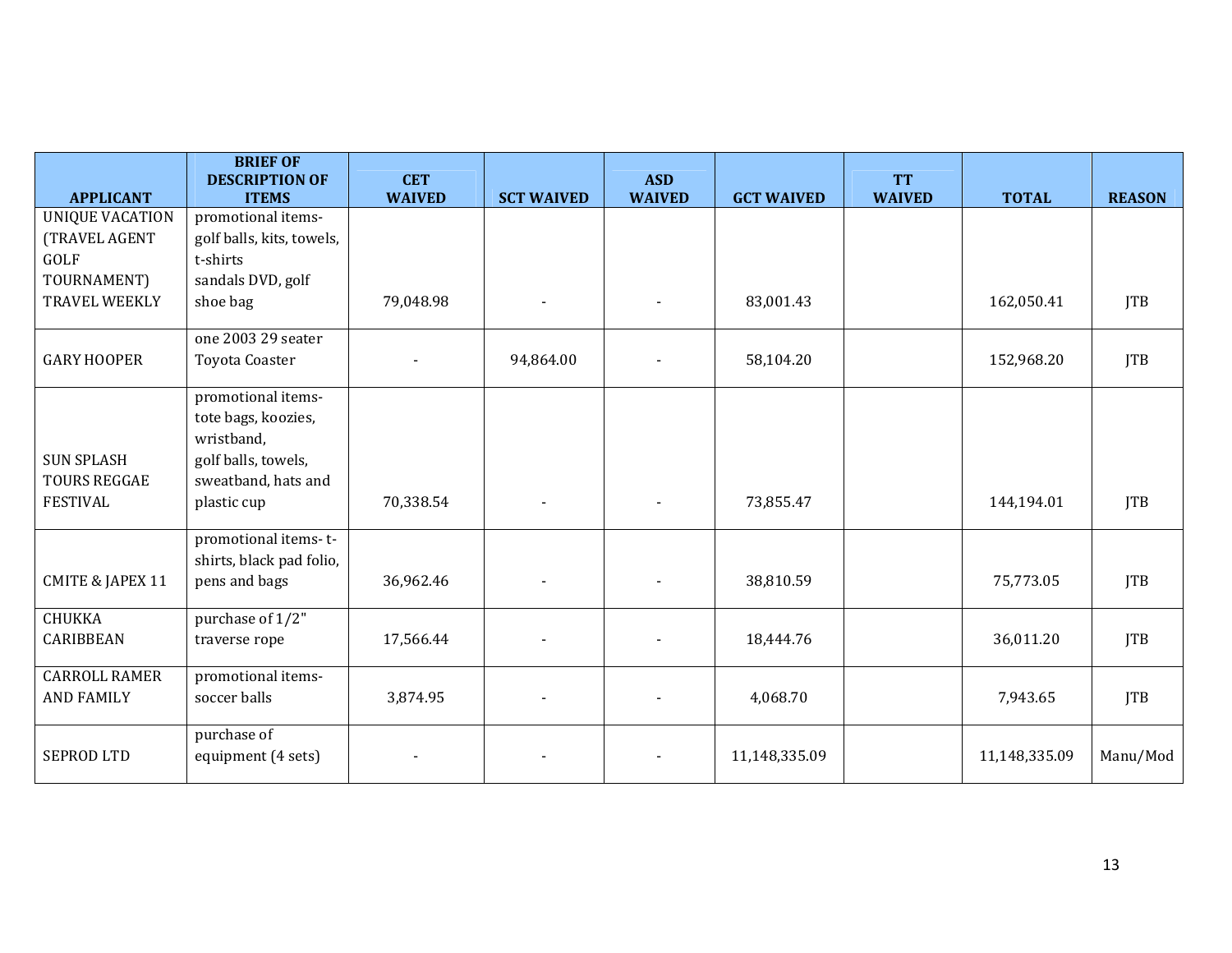| APPLICANT | BRIEF OF DESCRIPTION OF ITEMS | CET WAIVED | SCT WAIVED | ASD WAIVED | GCT WAIVED | TT WAIVED | TOTAL | REASON |
|---|---|---|---|---|---|---|---|---|
| UNIQUE VACATION (TRAVEL AGENT GOLF TOURNAMENT) TRAVEL WEEKLY | promotional items- golf balls, kits, towels, t-shirts sandals DVD, golf shoe bag | 79,048.98 | - | - | 83,001.43 | | 162,050.41 | JTB |
| GARY HOOPER | one 2003 29 seater Toyota Coaster | - | 94,864.00 | - | 58,104.20 | | 152,968.20 | JTB |
| SUN SPLASH TOURS REGGAE FESTIVAL | promotional items- tote bags, koozies, wristband, golf balls, towels, sweatband, hats and plastic cup | 70,338.54 | - | - | 73,855.47 | | 144,194.01 | JTB |
| CMITE & JAPEX 11 | promotional items- t-shirts, black pad folio, pens and bags | 36,962.46 | - | - | 38,810.59 | | 75,773.05 | JTB |
| CHUKKA CARIBBEAN | purchase of 1/2" traverse rope | 17,566.44 | - | - | 18,444.76 | | 36,011.20 | JTB |
| CARROLL RAMER AND FAMILY | promotional items- soccer balls | 3,874.95 | - | - | 4,068.70 | | 7,943.65 | JTB |
| SEPROD LTD | purchase of equipment (4 sets) | - | - | - | 11,148,335.09 | | 11,148,335.09 | Manu/Mod |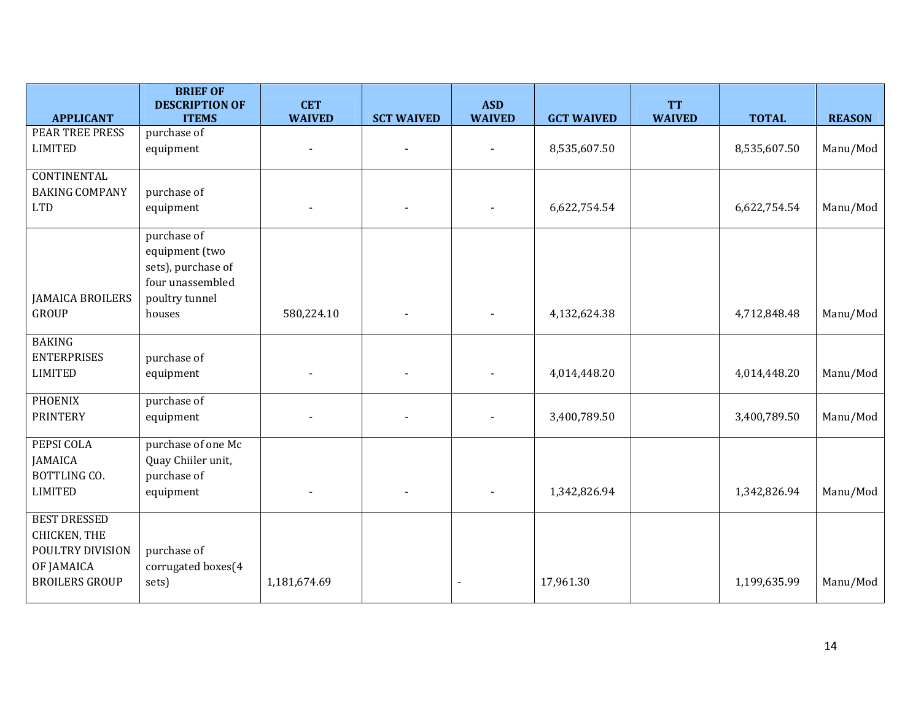| APPLICANT | BRIEF OF DESCRIPTION OF ITEMS | CET WAIVED | SCT WAIVED | ASD WAIVED | GCT WAIVED | TT WAIVED | TOTAL | REASON |
|---|---|---|---|---|---|---|---|---|
| PEAR TREE PRESS LIMITED | purchase of equipment | - | - | - | 8,535,607.50 | | 8,535,607.50 | Manu/Mod |
| CONTINENTAL BAKING COMPANY LTD | purchase of equipment | - | - | - | 6,622,754.54 | | 6,622,754.54 | Manu/Mod |
| JAMAICA BROILERS GROUP | purchase of equipment (two sets), purchase of four unassembled poultry tunnel houses | 580,224.10 | - | - | 4,132,624.38 | | 4,712,848.48 | Manu/Mod |
| BAKING ENTERPRISES LIMITED | purchase of equipment | - | - | - | 4,014,448.20 | | 4,014,448.20 | Manu/Mod |
| PHOENIX PRINTERY | purchase of equipment | - | - | - | 3,400,789.50 | | 3,400,789.50 | Manu/Mod |
| PEPSI COLA JAMAICA BOTTLING CO. LIMITED | purchase of one Mc Quay Chiiler unit, purchase of equipment | - | - | - | 1,342,826.94 | | 1,342,826.94 | Manu/Mod |
| BEST DRESSED CHICKEN, THE POULTRY DIVISION OF JAMAICA BROILERS GROUP | purchase of corrugated boxes(4 sets) | 1,181,674.69 | | - | 17,961.30 | | 1,199,635.99 | Manu/Mod |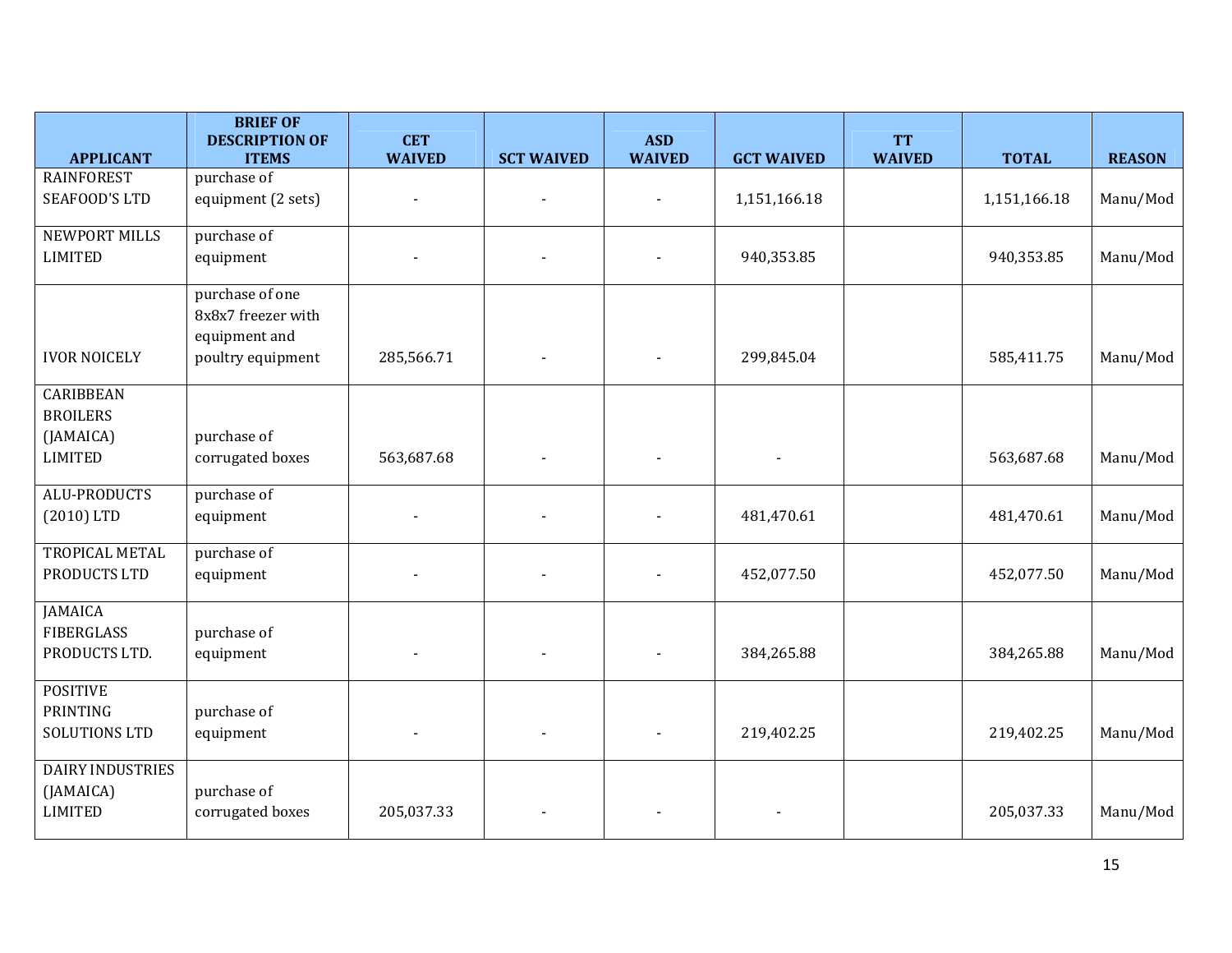| APPLICANT | BRIEF OF DESCRIPTION OF ITEMS | CET WAIVED | SCT WAIVED | ASD WAIVED | GCT WAIVED | TT WAIVED | TOTAL | REASON |
|---|---|---|---|---|---|---|---|---|
| RAINFOREST SEAFOOD'S LTD | purchase of equipment (2 sets) | - | - | - | 1,151,166.18 | | 1,151,166.18 | Manu/Mod |
| NEWPORT MILLS LIMITED | purchase of equipment | - | - | - | 940,353.85 | | 940,353.85 | Manu/Mod |
| IVOR NOICELY | purchase of one 8x8x7 freezer with equipment and poultry equipment | 285,566.71 | - | - | 299,845.04 | | 585,411.75 | Manu/Mod |
| CARIBBEAN BROILERS (JAMAICA) LIMITED | purchase of corrugated boxes | 563,687.68 | - | - | - | | 563,687.68 | Manu/Mod |
| ALU-PRODUCTS (2010) LTD | purchase of equipment | - | - | - | 481,470.61 | | 481,470.61 | Manu/Mod |
| TROPICAL METAL PRODUCTS LTD | purchase of equipment | - | - | - | 452,077.50 | | 452,077.50 | Manu/Mod |
| JAMAICA FIBERGLASS PRODUCTS LTD. | purchase of equipment | - | - | - | 384,265.88 | | 384,265.88 | Manu/Mod |
| POSITIVE PRINTING SOLUTIONS LTD | purchase of equipment | - | - | - | 219,402.25 | | 219,402.25 | Manu/Mod |
| DAIRY INDUSTRIES (JAMAICA) LIMITED | purchase of corrugated boxes | 205,037.33 | - | - | - | | 205,037.33 | Manu/Mod |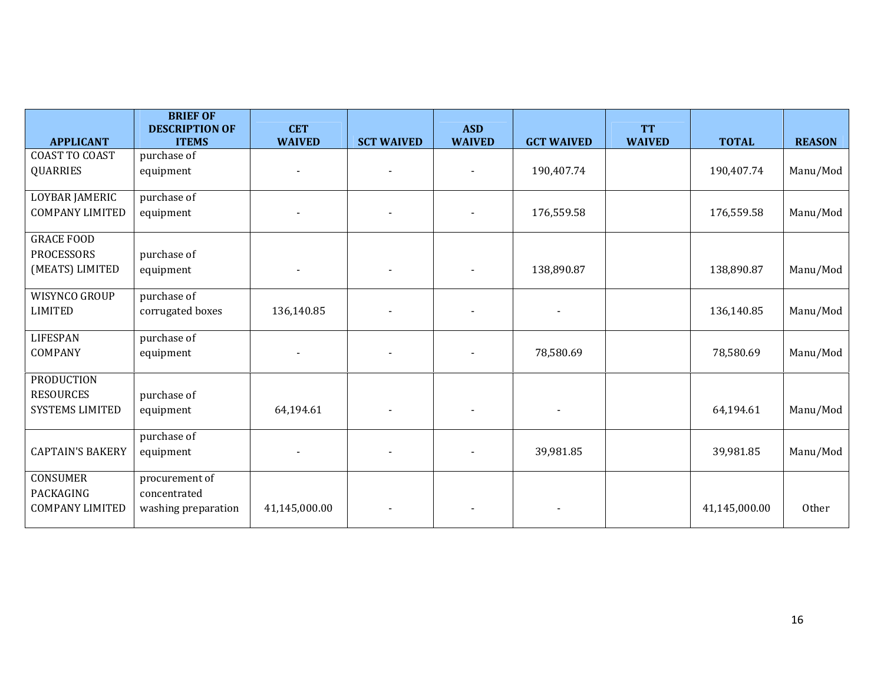| APPLICANT | BRIEF OF DESCRIPTION OF ITEMS | CET WAIVED | SCT WAIVED | ASD WAIVED | GCT WAIVED | TT WAIVED | TOTAL | REASON |
|---|---|---|---|---|---|---|---|---|
| COAST TO COAST QUARRIES | purchase of equipment | - | - | - | 190,407.74 | | 190,407.74 | Manu/Mod |
| LOYBAR JAMERIC COMPANY LIMITED | purchase of equipment | - | - | - | 176,559.58 | | 176,559.58 | Manu/Mod |
| GRACE FOOD PROCESSORS (MEATS) LIMITED | purchase of equipment | - | - | - | 138,890.87 | | 138,890.87 | Manu/Mod |
| WISYNCO GROUP LIMITED | purchase of corrugated boxes | 136,140.85 | - | - | - | | 136,140.85 | Manu/Mod |
| LIFESPAN COMPANY | purchase of equipment | - | - | - | 78,580.69 | | 78,580.69 | Manu/Mod |
| PRODUCTION RESOURCES SYSTEMS LIMITED | purchase of equipment | 64,194.61 | - | - | - | | 64,194.61 | Manu/Mod |
| CAPTAIN'S BAKERY | purchase of equipment | - | - | - | 39,981.85 | | 39,981.85 | Manu/Mod |
| CONSUMER PACKAGING COMPANY LIMITED | procurement of concentrated washing preparation | 41,145,000.00 | - | - | - | | 41,145,000.00 | Other |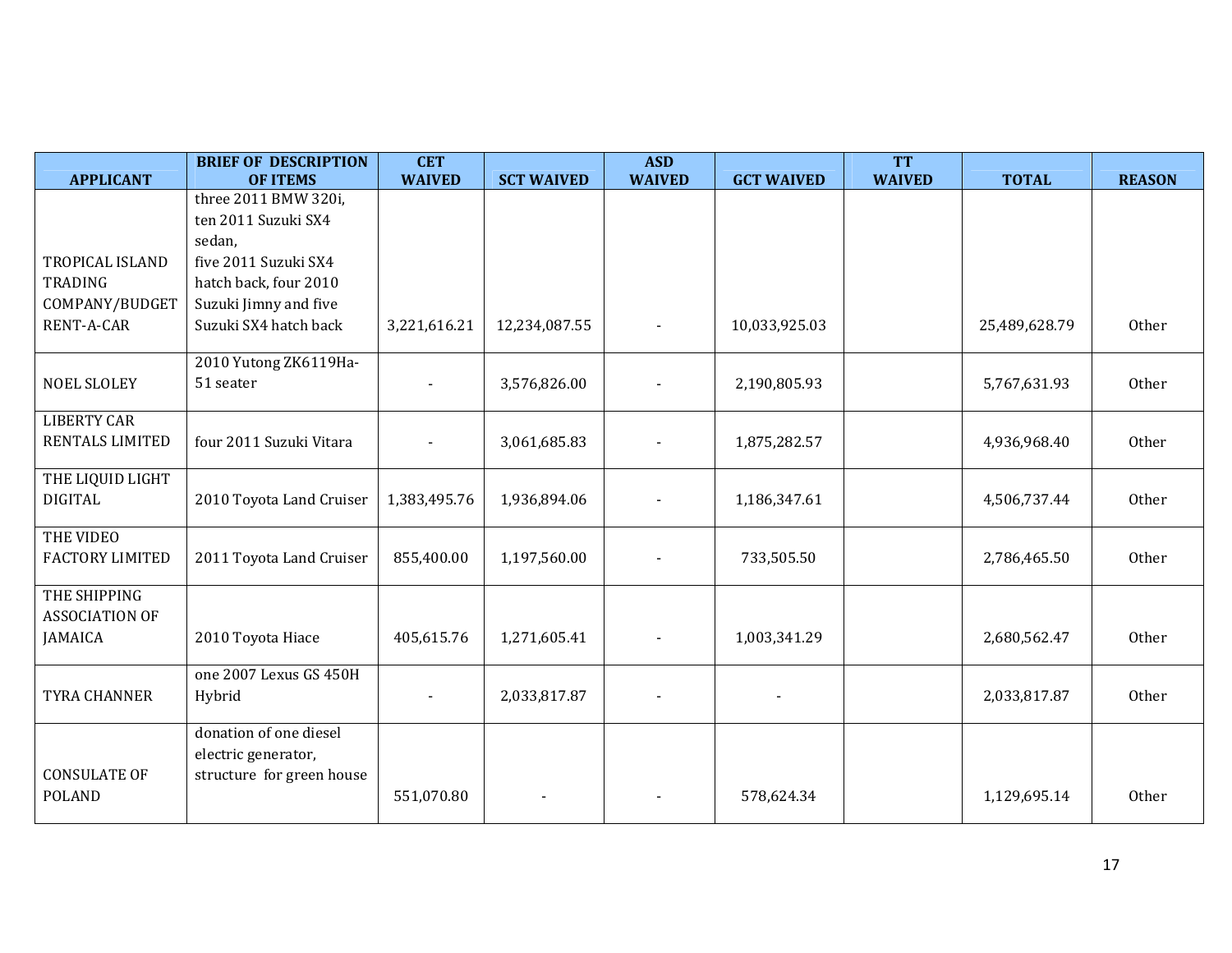| APPLICANT | BRIEF OF DESCRIPTION OF ITEMS | CET WAIVED | SCT WAIVED | ASD WAIVED | GCT WAIVED | TT WAIVED | TOTAL | REASON |
|---|---|---|---|---|---|---|---|---|
| TROPICAL ISLAND TRADING COMPANY/BUDGET RENT-A-CAR | three 2011 BMW 320i, ten 2011 Suzuki SX4 sedan, five 2011 Suzuki SX4 hatch back, four 2010 Suzuki Jimny and five Suzuki SX4 hatch back | 3,221,616.21 | 12,234,087.55 | - | 10,033,925.03 | | 25,489,628.79 | Other |
| NOEL SLOLEY | 2010 Yutong ZK6119Ha-51 seater | - | 3,576,826.00 | - | 2,190,805.93 | | 5,767,631.93 | Other |
| LIBERTY CAR RENTALS LIMITED | four 2011 Suzuki Vitara | - | 3,061,685.83 | - | 1,875,282.57 | | 4,936,968.40 | Other |
| THE LIQUID LIGHT DIGITAL | 2010 Toyota Land Cruiser | 1,383,495.76 | 1,936,894.06 | - | 1,186,347.61 | | 4,506,737.44 | Other |
| THE VIDEO FACTORY LIMITED | 2011 Toyota Land Cruiser | 855,400.00 | 1,197,560.00 | - | 733,505.50 | | 2,786,465.50 | Other |
| THE SHIPPING ASSOCIATION OF JAMAICA | 2010 Toyota Hiace | 405,615.76 | 1,271,605.41 | - | 1,003,341.29 | | 2,680,562.47 | Other |
| TYRA CHANNER | one 2007 Lexus GS 450H Hybrid | - | 2,033,817.87 | - | - | | 2,033,817.87 | Other |
| CONSULATE OF POLAND | donation of one diesel electric generator, structure for green house | 551,070.80 | - | - | 578,624.34 | | 1,129,695.14 | Other |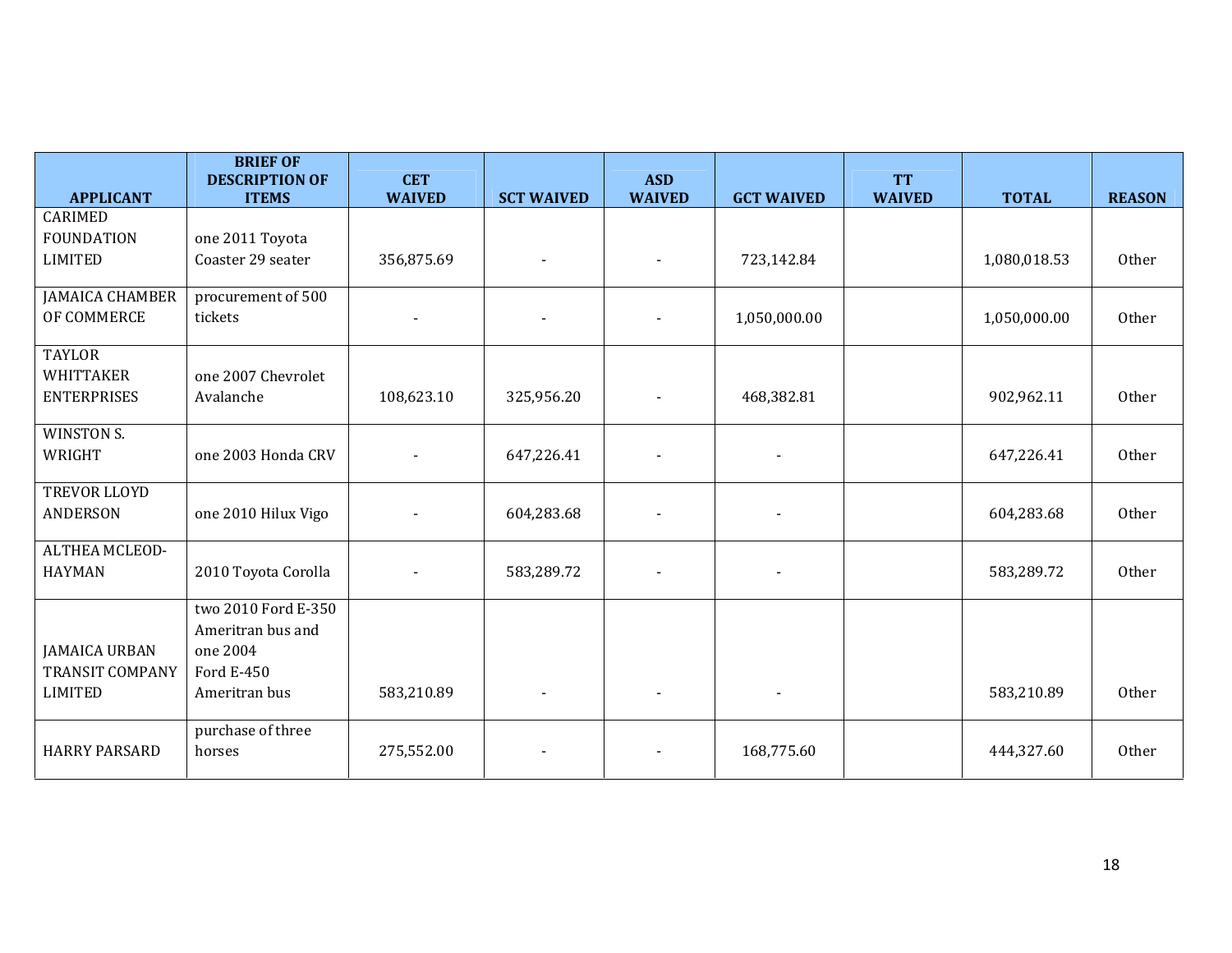| APPLICANT | BRIEF OF DESCRIPTION OF ITEMS | CET WAIVED | SCT WAIVED | ASD WAIVED | GCT WAIVED | TT WAIVED | TOTAL | REASON |
|---|---|---|---|---|---|---|---|---|
| CARIMED FOUNDATION LIMITED | one 2011 Toyota Coaster 29 seater | 356,875.69 | - | - | 723,142.84 | | 1,080,018.53 | Other |
| JAMAICA CHAMBER OF COMMERCE | procurement of 500 tickets | - | - | - | 1,050,000.00 | | 1,050,000.00 | Other |
| TAYLOR WHITTAKER ENTERPRISES | one 2007 Chevrolet Avalanche | 108,623.10 | 325,956.20 | - | 468,382.81 | | 902,962.11 | Other |
| WINSTON S. WRIGHT | one 2003 Honda CRV | - | 647,226.41 | - | - | | 647,226.41 | Other |
| TREVOR LLOYD ANDERSON | one 2010 Hilux Vigo | - | 604,283.68 | - | - | | 604,283.68 | Other |
| ALTHEA MCLEOD-HAYMAN | 2010 Toyota Corolla | - | 583,289.72 | - | - | | 583,289.72 | Other |
| JAMAICA URBAN TRANSIT COMPANY LIMITED | two 2010 Ford E-350 Ameritran bus and one 2004 Ford E-450 Ameritran bus | 583,210.89 | - | - | - | | 583,210.89 | Other |
| HARRY PARSARD | purchase of three horses | 275,552.00 | - | - | 168,775.60 | | 444,327.60 | Other |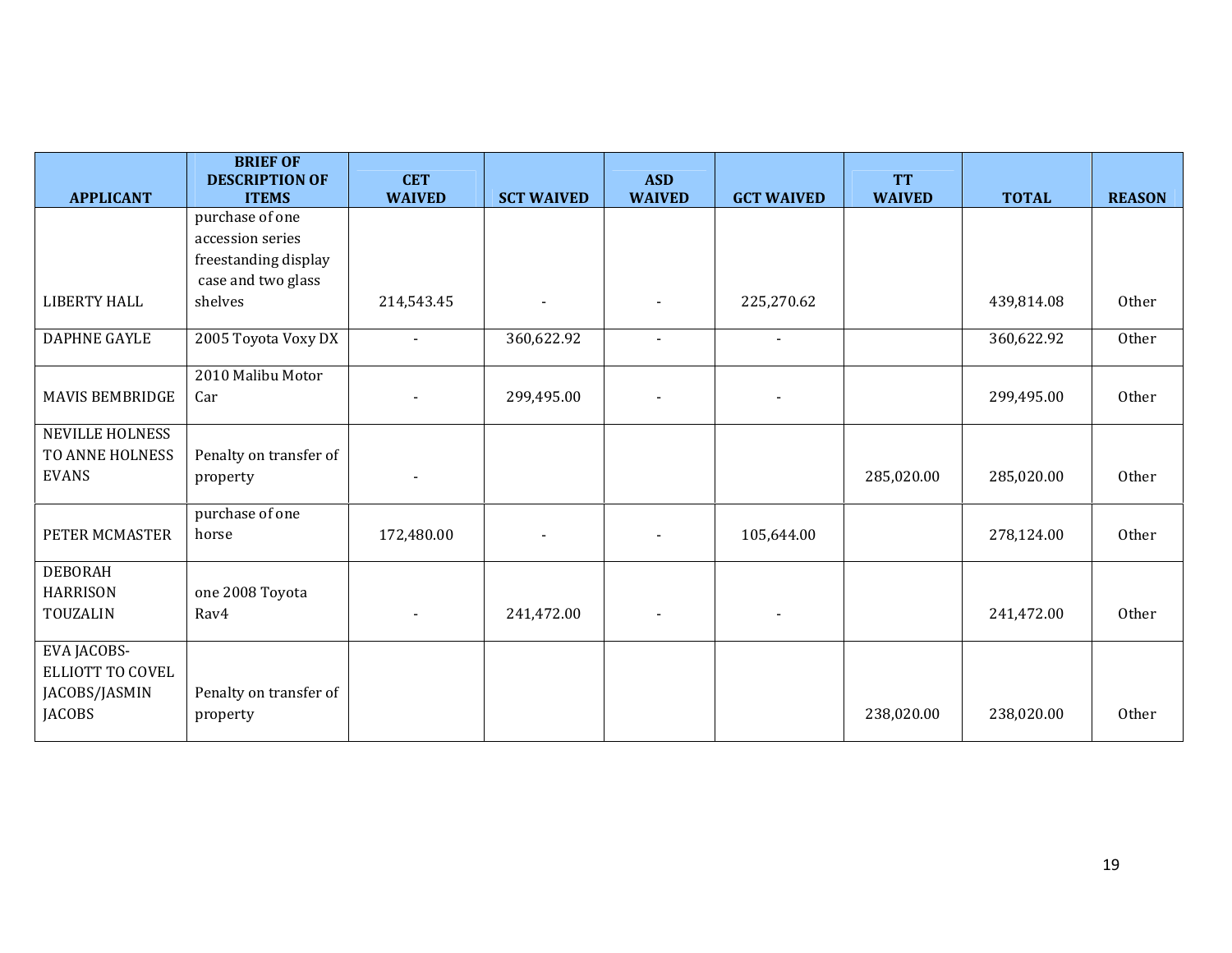| APPLICANT | BRIEF OF DESCRIPTION OF ITEMS | CET WAIVED | SCT WAIVED | ASD WAIVED | GCT WAIVED | TT WAIVED | TOTAL | REASON |
|---|---|---|---|---|---|---|---|---|
| LIBERTY HALL | purchase of one accession series freestanding display case and two glass shelves | 214,543.45 | - | - | 225,270.62 | | 439,814.08 | Other |
| DAPHNE GAYLE | 2005 Toyota Voxy DX | - | 360,622.92 | - | - | | 360,622.92 | Other |
| MAVIS BEMBRIDGE | 2010 Malibu Motor Car | - | 299,495.00 | - | - | | 299,495.00 | Other |
| NEVILLE HOLNESS TO ANNE HOLNESS EVANS | Penalty on transfer of property | - | | | | 285,020.00 | 285,020.00 | Other |
| PETER MCMASTER | purchase of one horse | 172,480.00 | - | - | 105,644.00 | | 278,124.00 | Other |
| DEBORAH HARRISON TOUZALIN | one 2008 Toyota Rav4 | - | 241,472.00 | - | - | | 241,472.00 | Other |
| EVA JACOBS-ELLIOTT TO COVEL JACOBS/JASMIN JACOBS | Penalty on transfer of property | | | | | 238,020.00 | 238,020.00 | Other |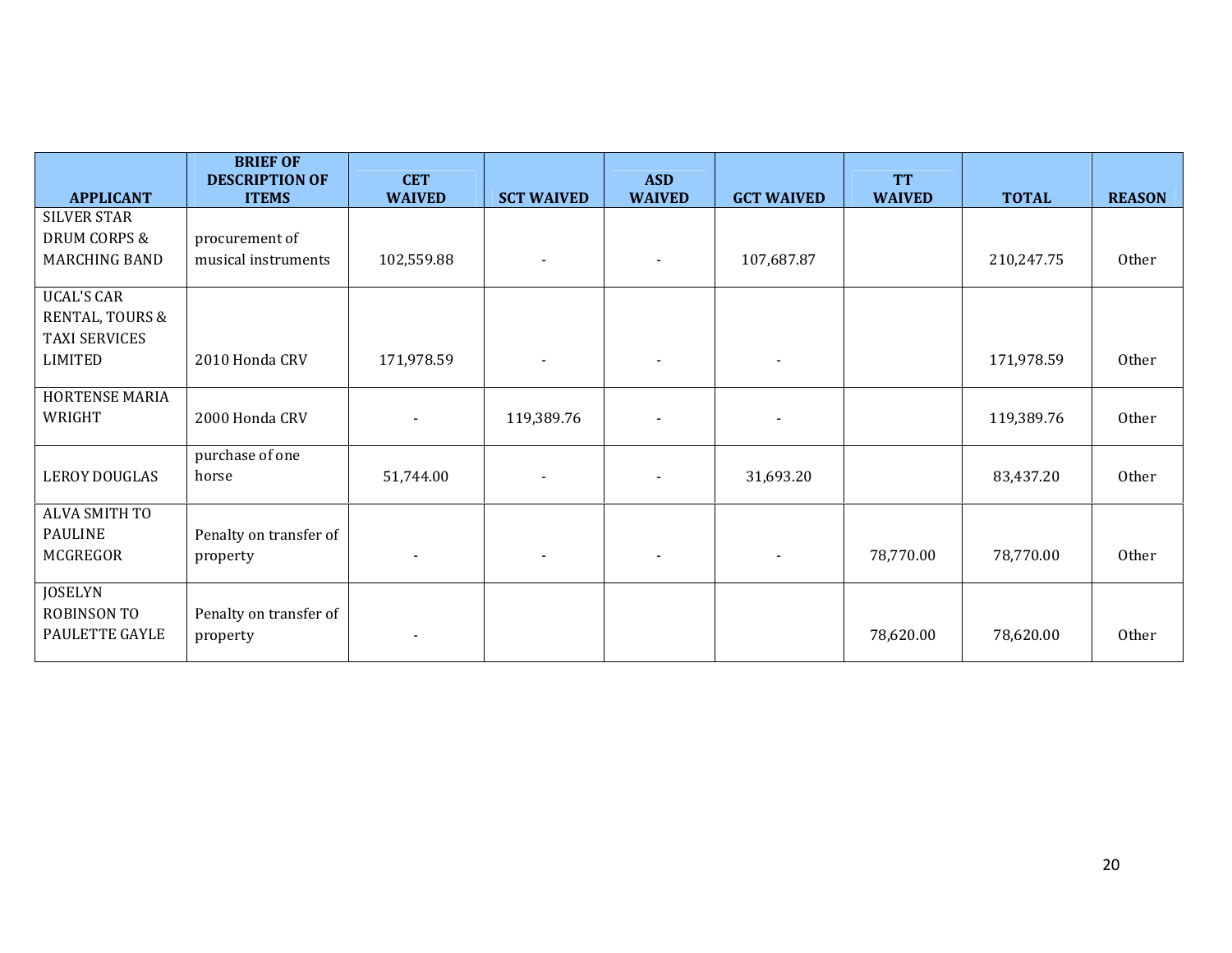| APPLICANT | BRIEF OF DESCRIPTION OF ITEMS | CET WAIVED | SCT WAIVED | ASD WAIVED | GCT WAIVED | TT WAIVED | TOTAL | REASON |
|---|---|---|---|---|---|---|---|---|
| SILVER STAR DRUM CORPS & MARCHING BAND | procurement of musical instruments | 102,559.88 | - | - | 107,687.87 | | 210,247.75 | Other |
| UCAL'S CAR RENTAL, TOURS & TAXI SERVICES LIMITED | 2010 Honda CRV | 171,978.59 | - | - | - | | 171,978.59 | Other |
| HORTENSE MARIA WRIGHT | 2000 Honda CRV | - | 119,389.76 | - | - | | 119,389.76 | Other |
| LEROY DOUGLAS | purchase of one horse | 51,744.00 | - | - | 31,693.20 | | 83,437.20 | Other |
| ALVA SMITH TO PAULINE MCGREGOR | Penalty on transfer of property | - | - | - | - | 78,770.00 | 78,770.00 | Other |
| JOSELYN ROBINSON TO PAULETTE GAYLE | Penalty on transfer of property | - | | | | 78,620.00 | 78,620.00 | Other |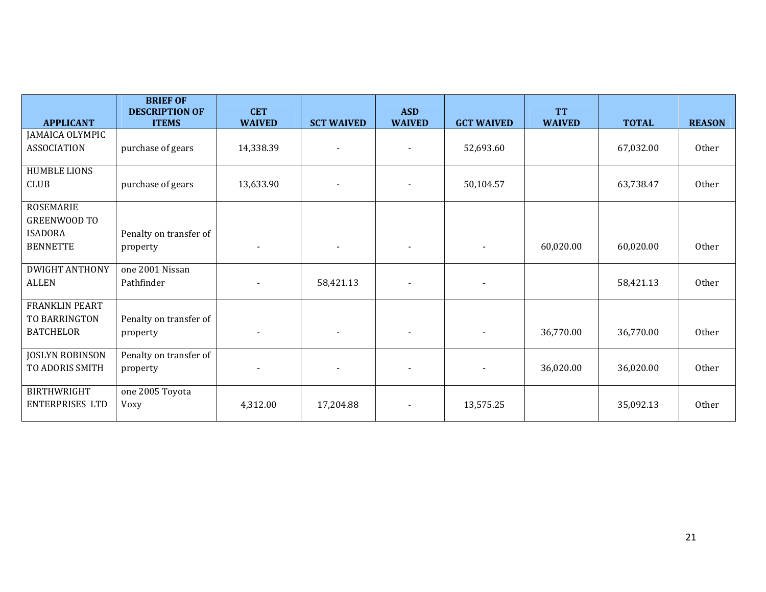| APPLICANT | BRIEF OF DESCRIPTION OF ITEMS | CET WAIVED | SCT WAIVED | ASD WAIVED | GCT WAIVED | TT WAIVED | TOTAL | REASON |
|---|---|---|---|---|---|---|---|---|
| JAMAICA OLYMPIC ASSOCIATION | purchase of gears | 14,338.39 | - | - | 52,693.60 | | 67,032.00 | Other |
| HUMBLE LIONS CLUB | purchase of gears | 13,633.90 | - | - | 50,104.57 | | 63,738.47 | Other |
| ROSEMARIE GREENWOOD TO ISADORA BENNETTE | Penalty on transfer of property | - | - | - | - | 60,020.00 | 60,020.00 | Other |
| DWIGHT ANTHONY ALLEN | one 2001 Nissan Pathfinder | - | 58,421.13 | - | - | | 58,421.13 | Other |
| FRANKLIN PEART TO BARRINGTON BATCHELOR | Penalty on transfer of property | - | - | - | - | 36,770.00 | 36,770.00 | Other |
| JOSLYN ROBINSON TO ADORIS SMITH | Penalty on transfer of property | - | - | - | - | 36,020.00 | 36,020.00 | Other |
| BIRTHWRIGHT ENTERPRISES LTD | one 2005 Toyota Voxy | 4,312.00 | 17,204.88 | - | 13,575.25 | | 35,092.13 | Other |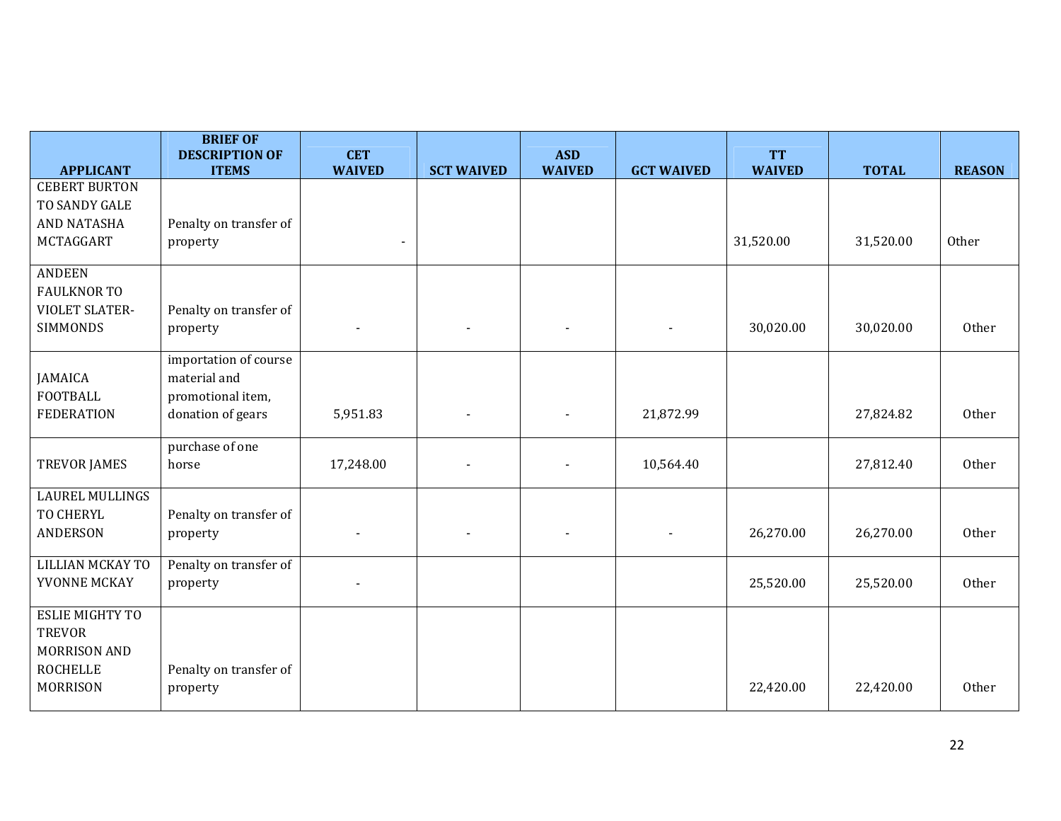| APPLICANT | BRIEF OF DESCRIPTION OF ITEMS | CET WAIVED | SCT WAIVED | ASD WAIVED | GCT WAIVED | TT WAIVED | TOTAL | REASON |
|---|---|---|---|---|---|---|---|---|
| CEBERT BURTON TO SANDY GALE AND NATASHA MCTAGGART | Penalty on transfer of property | - | | | | 31,520.00 | 31,520.00 | Other |
| ANDEEN FAULKNOR TO VIOLET SLATER-SIMMONDS | Penalty on transfer of property | - | - | - | - | 30,020.00 | 30,020.00 | Other |
| JAMAICA FOOTBALL FEDERATION | importation of course material and promotional item, donation of gears | 5,951.83 | - | - | 21,872.99 | | 27,824.82 | Other |
| TREVOR JAMES | purchase of one horse | 17,248.00 | - | - | 10,564.40 | | 27,812.40 | Other |
| LAUREL MULLINGS TO CHERYL ANDERSON | Penalty on transfer of property | - | - | - | - | 26,270.00 | 26,270.00 | Other |
| LILLIAN MCKAY TO YVONNE MCKAY | Penalty on transfer of property | - | | | | 25,520.00 | 25,520.00 | Other |
| ESLIE MIGHTY TO TREVOR MORRISON AND ROCHELLE MORRISON | Penalty on transfer of property | | | | | 22,420.00 | 22,420.00 | Other |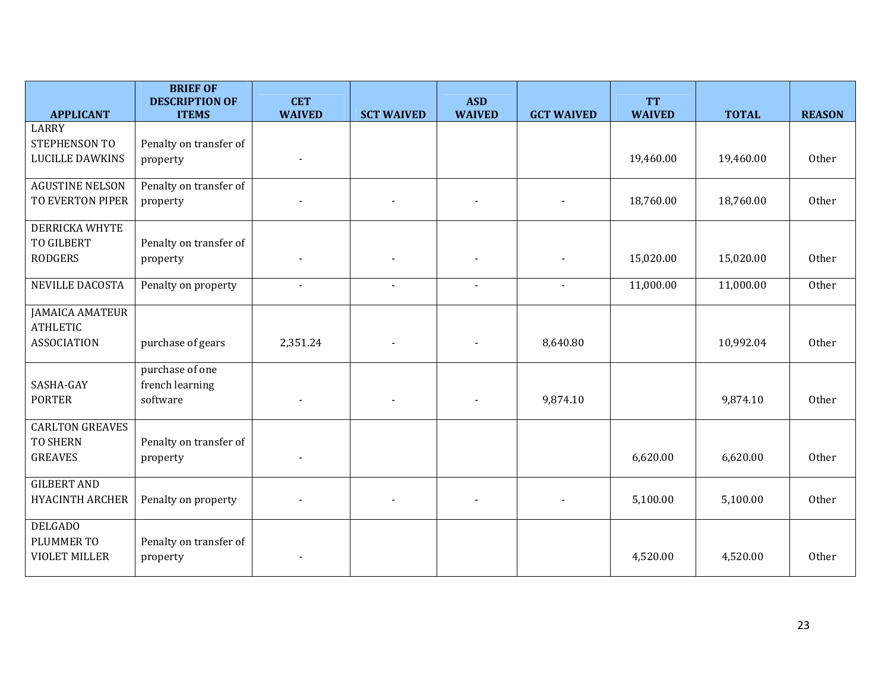| APPLICANT | BRIEF OF DESCRIPTION OF ITEMS | CET WAIVED | SCT WAIVED | ASD WAIVED | GCT WAIVED | TT WAIVED | TOTAL | REASON |
|---|---|---|---|---|---|---|---|---|
| LARRY STEPHENSON TO LUCILLE DAWKINS | Penalty on transfer of property | - | | | | 19,460.00 | 19,460.00 | Other |
| AGUSTINE NELSON TO EVERTON PIPER | Penalty on transfer of property | - | - | - | - | 18,760.00 | 18,760.00 | Other |
| DERRICKA WHYTE TO GILBERT RODGERS | Penalty on transfer of property | - | - | - | - | 15,020.00 | 15,020.00 | Other |
| NEVILLE DACOSTA | Penalty on property | - | - | - | - | 11,000.00 | 11,000.00 | Other |
| JAMAICA AMATEUR ATHLETIC ASSOCIATION | purchase of gears | 2,351.24 | - | - | 8,640.80 | | 10,992.04 | Other |
| SASHA-GAY PORTER | purchase of one french learning software | - | - | - | 9,874.10 | | 9,874.10 | Other |
| CARLTON GREAVES TO SHERN GREAVES | Penalty on transfer of property | - | | | | 6,620.00 | 6,620.00 | Other |
| GILBERT AND HYACINTH ARCHER | Penalty on property | - | - | - | - | 5,100.00 | 5,100.00 | Other |
| DELGADO PLUMMER TO VIOLET MILLER | Penalty on transfer of property | - | | | | 4,520.00 | 4,520.00 | Other |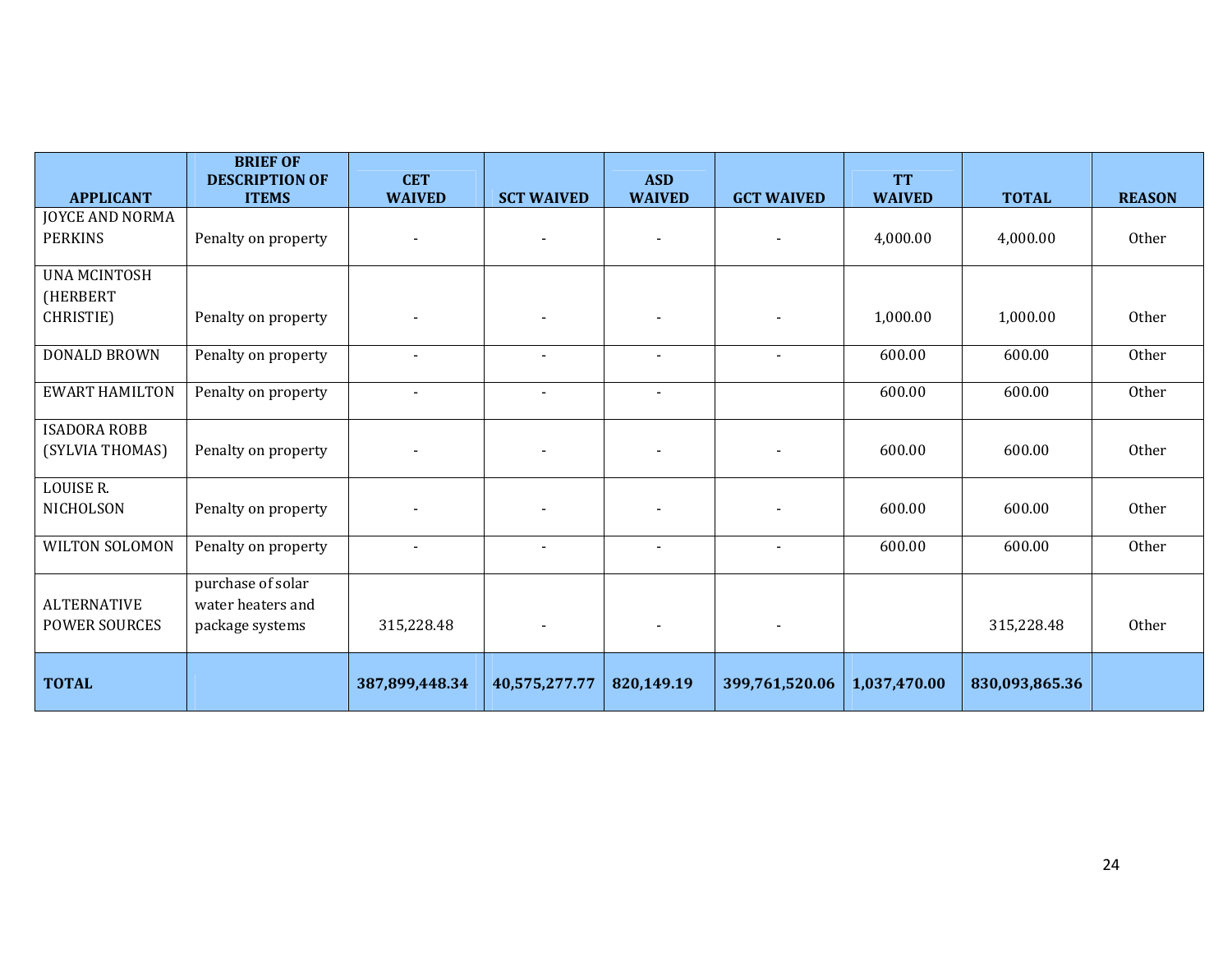| APPLICANT | BRIEF OF DESCRIPTION OF ITEMS | CET WAIVED | SCT WAIVED | ASD WAIVED | GCT WAIVED | TT WAIVED | TOTAL | REASON |
|---|---|---|---|---|---|---|---|---|
| JOYCE AND NORMA PERKINS | Penalty on property | - | - | - | - | 4,000.00 | 4,000.00 | Other |
| UNA MCINTOSH (HERBERT CHRISTIE) | Penalty on property | - | - | - | - | 1,000.00 | 1,000.00 | Other |
| DONALD BROWN | Penalty on property | - | - | - | - | 600.00 | 600.00 | Other |
| EWART HAMILTON | Penalty on property | - | - | - | | 600.00 | 600.00 | Other |
| ISADORA ROBB (SYLVIA THOMAS) | Penalty on property | - | - | - | - | 600.00 | 600.00 | Other |
| LOUISE R. NICHOLSON | Penalty on property | - | - | - | - | 600.00 | 600.00 | Other |
| WILTON SOLOMON | Penalty on property | - | - | - | - | 600.00 | 600.00 | Other |
| ALTERNATIVE POWER SOURCES | purchase of solar water heaters and package systems | 315,228.48 | - | - | - | | 315,228.48 | Other |
| **TOTAL** | | **387,899,448.34** | **40,575,277.77** | **820,149.19** | **399,761,520.06** | **1,037,470.00** | **830,093,865.36** | |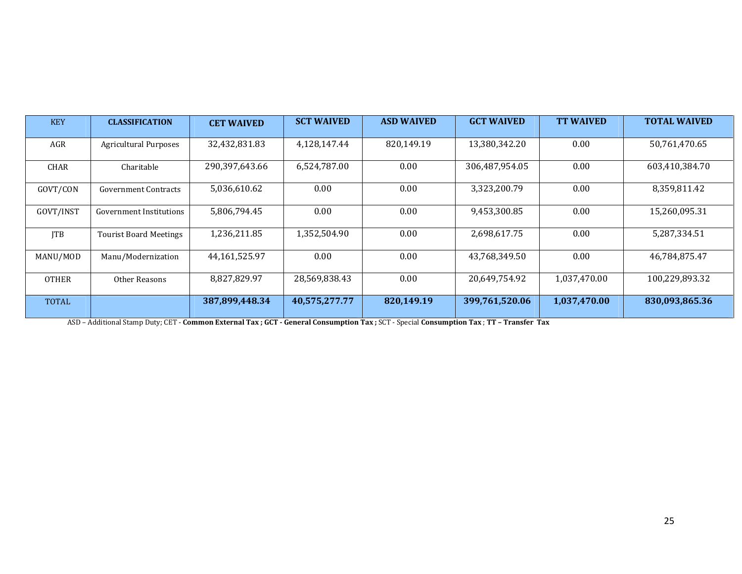| KEY | CLASSIFICATION | CET WAIVED | SCT WAIVED | ASD WAIVED | GCT WAIVED | TT WAIVED | TOTAL WAIVED |
|---|---|---|---|---|---|---|---|
| AGR | Agricultural Purposes | 32,432,831.83 | 4,128,147.44 | 820,149.19 | 13,380,342.20 | 0.00 | 50,761,470.65 |
| CHAR | Charitable | 290,397,643.66 | 6,524,787.00 | 0.00 | 306,487,954.05 | 0.00 | 603,410,384.70 |
| GOVT/CON | Government Contracts | 5,036,610.62 | 0.00 | 0.00 | 3,323,200.79 | 0.00 | 8,359,811.42 |
| GOVT/INST | Government Institutions | 5,806,794.45 | 0.00 | 0.00 | 9,453,300.85 | 0.00 | 15,260,095.31 |
| JTB | Tourist Board Meetings | 1,236,211.85 | 1,352,504.90 | 0.00 | 2,698,617.75 | 0.00 | 5,287,334.51 |
| MANU/MOD | Manu/Modernization | 44,161,525.97 | 0.00 | 0.00 | 43,768,349.50 | 0.00 | 46,784,875.47 |
| OTHER | Other Reasons | 8,827,829.97 | 28,569,838.43 | 0.00 | 20,649,754.92 | 1,037,470.00 | 100,229,893.32 |
| TOTAL | | **387,899,448.34** | **40,575,277.77** | **820,149.19** | **399,761,520.06** | **1,037,470.00** | **830,093,865.36** |

ASD – Additional Stamp Duty; CET - **Common External Tax ; GCT - General Consumption Tax ;** SCT - Special **Consumption Tax** ; **TT – Transfer Tax**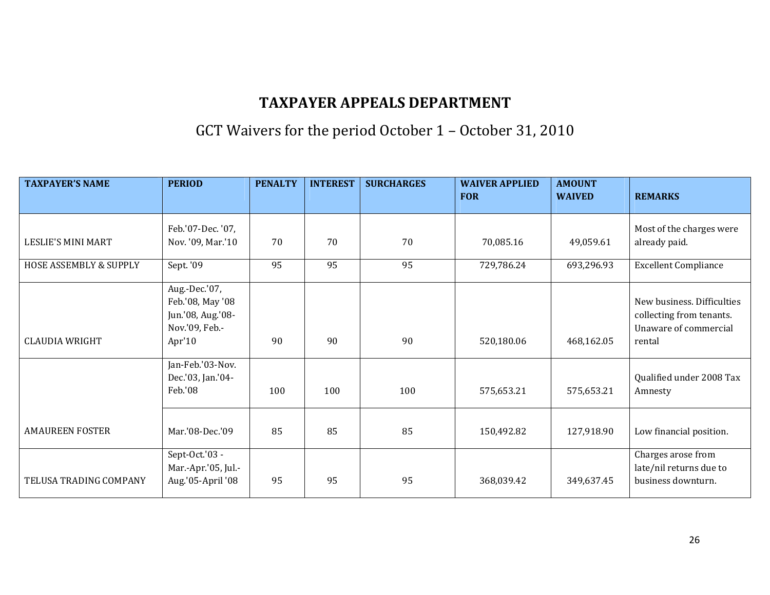# TAXPAYER APPEALS DEPARTMENT

## GCT Waivers for the period October 1 – October 31, 2010

| TAXPAYER'S NAME | PERIOD | PENALTY | INTEREST | SURCHARGES | WAIVER APPLIED FOR | AMOUNT WAIVED | REMARKS |
|---|---|---|---|---|---|---|---|
| LESLIE'S MINI MART | Feb.'07-Dec. '07, Nov. '09, Mar.'10 | 70 | 70 | 70 | 70,085.16 | 49,059.61 | Most of the charges were already paid. |
| HOSE ASSEMBLY & SUPPLY | Sept. '09 | 95 | 95 | 95 | 729,786.24 | 693,296.93 | Excellent Compliance |
| CLAUDIA WRIGHT | Aug.-Dec.'07, Feb.'08, May '08 Jun.'08, Aug.'08-Nov.'09, Feb.-Apr'10 | 90 | 90 | 90 | 520,180.06 | 468,162.05 | New business. Difficulties collecting from tenants. Unaware of commercial rental |
| AMAUREEN FOSTER | Jan-Feb.'03-Nov. Dec.'03, Jan.'04-Feb.'08 | 100 | 100 | 100 | 575,653.21 | 575,653.21 | Qualified under 2008 Tax Amnesty |
| | Mar.'08-Dec.'09 | 85 | 85 | 85 | 150,492.82 | 127,918.90 | Low financial position. |
| TELUSA TRADING COMPANY | Sept-Oct.'03 - Mar.-Apr.'05, Jul.-Aug.'05-April '08 | 95 | 95 | 95 | 368,039.42 | 349,637.45 | Charges arose from late/nil returns due to business downturn. |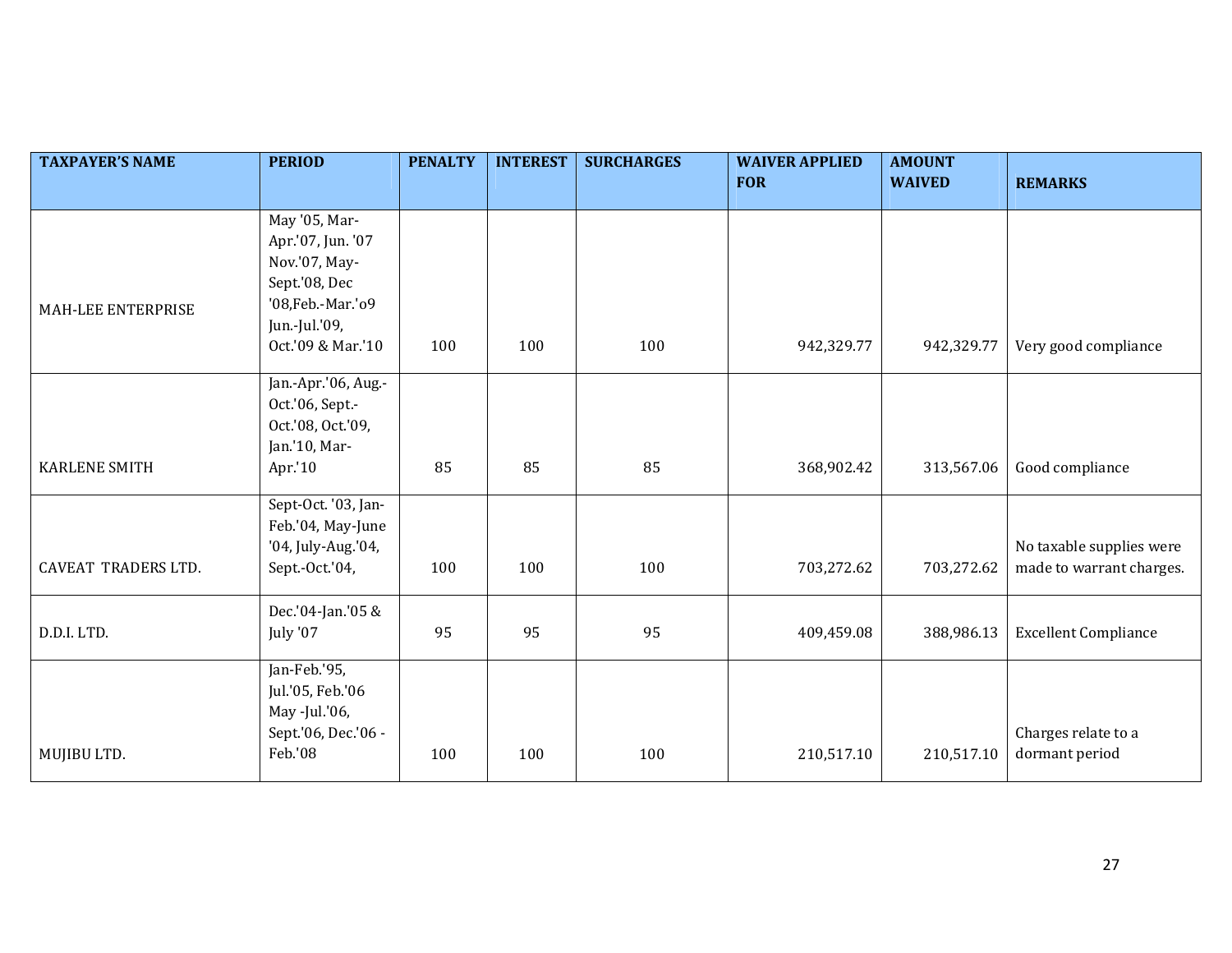| TAXPAYER'S NAME | PERIOD | PENALTY | INTEREST | SURCHARGES | WAIVER APPLIED FOR | AMOUNT WAIVED | REMARKS |
|---|---|---|---|---|---|---|---|
| MAH-LEE ENTERPRISE | May '05, Mar-Apr.'07, Jun. '07 Nov.'07, May-Sept.'08, Dec '08,Feb.-Mar.'o9 Jun.-Jul.'09, Oct.'09 & Mar.'10 | 100 | 100 | 100 | 942,329.77 | 942,329.77 | Very good compliance |
| KARLENE SMITH | Jan.-Apr.'06, Aug.-Oct.'06, Sept.-Oct.'08, Oct.'09, Jan.'10, Mar-Apr.'10 | 85 | 85 | 85 | 368,902.42 | 313,567.06 | Good compliance |
| CAVEAT TRADERS LTD. | Sept-Oct. '03, Jan-Feb.'04, May-June '04, July-Aug.'04, Sept.-Oct.'04, | 100 | 100 | 100 | 703,272.62 | 703,272.62 | No taxable supplies were made to warrant charges. |
| D.D.I. LTD. | Dec.'04-Jan.'05 & July '07 | 95 | 95 | 95 | 409,459.08 | 388,986.13 | Excellent Compliance |
| MUJIBU LTD. | Jan-Feb.'95, Jul.'05, Feb.'06 May -Jul.'06, Sept.'06, Dec.'06 - Feb.'08 | 100 | 100 | 100 | 210,517.10 | 210,517.10 | Charges relate to a dormant period |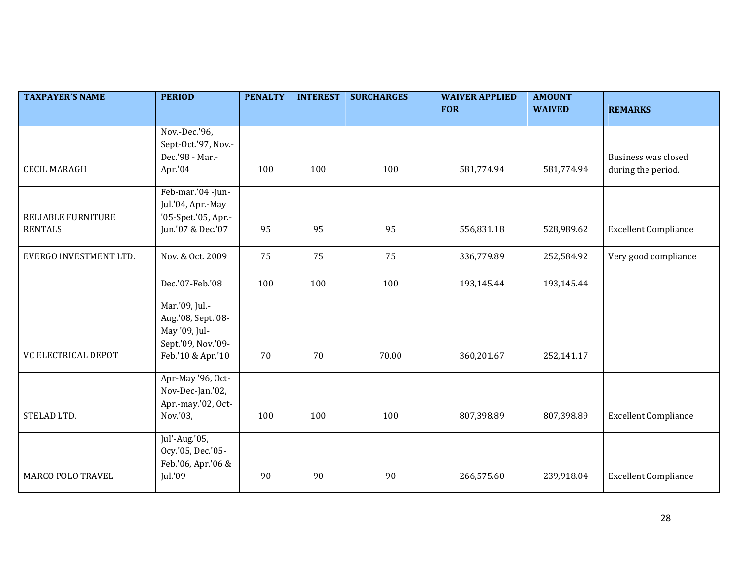| TAXPAYER'S NAME | PERIOD | PENALTY | INTEREST | SURCHARGES | WAIVER APPLIED FOR | AMOUNT WAIVED | REMARKS |
|---|---|---|---|---|---|---|---|
| CECIL MARAGH | Nov.-Dec.'96, Sept-Oct.'97, Nov.-Dec.'98 - Mar.-Apr.'04 | 100 | 100 | 100 | 581,774.94 | 581,774.94 | Business was closed during the period. |
| RELIABLE FURNITURE RENTALS | Feb-mar.'04 -Jun-Jul.'04, Apr.-May '05-Spet.'05, Apr.-Jun.'07 & Dec.'07 | 95 | 95 | 95 | 556,831.18 | 528,989.62 | Excellent Compliance |
| EVERGO INVESTMENT LTD. | Nov. & Oct. 2009 | 75 | 75 | 75 | 336,779.89 | 252,584.92 | Very good compliance |
| | Dec.'07-Feb.'08 | 100 | 100 | 100 | 193,145.44 | 193,145.44 | |
| VC ELECTRICAL DEPOT | Mar.'09, Jul.-Aug.'08, Sept.'08-May '09, Jul-Sept.'09, Nov.'09-Feb.'10 & Apr.'10 | 70 | 70 | 70.00 | 360,201.67 | 252,141.17 | |
| STELAD LTD. | Apr-May '96, Oct-Nov-Dec-Jan.'02, Apr.-may.'02, Oct-Nov.'03, | 100 | 100 | 100 | 807,398.89 | 807,398.89 | Excellent Compliance |
| MARCO POLO TRAVEL | Jul'-Aug.'05, Ocy.'05, Dec.'05-Feb.'06, Apr.'06 & Jul.'09 | 90 | 90 | 90 | 266,575.60 | 239,918.04 | Excellent Compliance |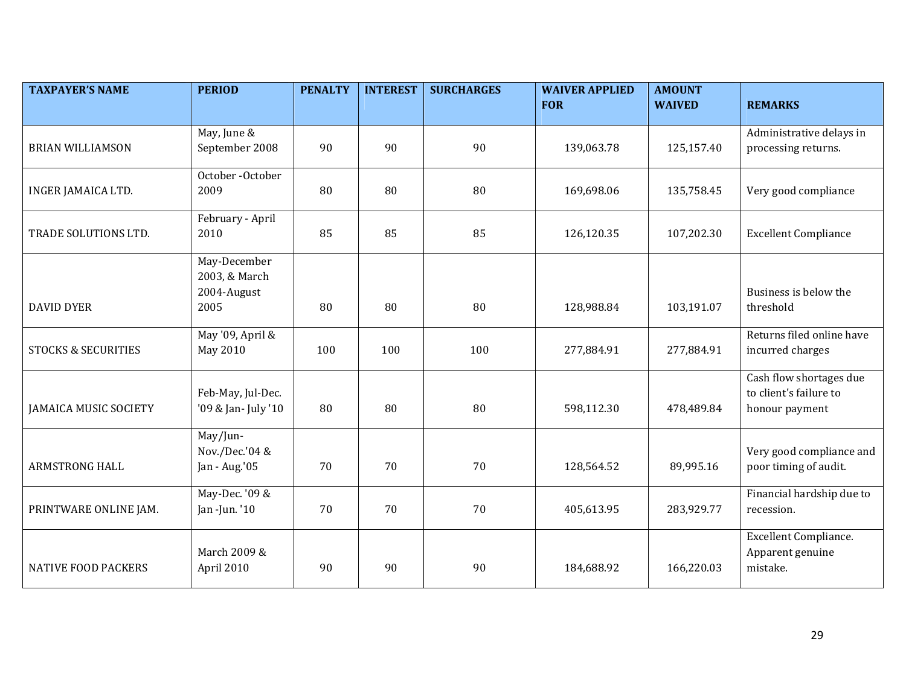| TAXPAYER'S NAME | PERIOD | PENALTY | INTEREST | SURCHARGES | WAIVER APPLIED FOR | AMOUNT WAIVED | REMARKS |
|---|---|---|---|---|---|---|---|
| BRIAN WILLIAMSON | May, June & September 2008 | 90 | 90 | 90 | 139,063.78 | 125,157.40 | Administrative delays in processing returns. |
| INGER JAMAICA LTD. | October -October 2009 | 80 | 80 | 80 | 169,698.06 | 135,758.45 | Very good compliance |
| TRADE SOLUTIONS LTD. | February - April 2010 | 85 | 85 | 85 | 126,120.35 | 107,202.30 | Excellent Compliance |
| DAVID DYER | May-December 2003, & March 2004-August 2005 | 80 | 80 | 80 | 128,988.84 | 103,191.07 | Business is below the threshold |
| STOCKS & SECURITIES | May '09, April & May 2010 | 100 | 100 | 100 | 277,884.91 | 277,884.91 | Returns filed online have incurred charges |
| JAMAICA MUSIC SOCIETY | Feb-May, Jul-Dec. '09 & Jan- July '10 | 80 | 80 | 80 | 598,112.30 | 478,489.84 | Cash flow shortages due to client's failure to honour payment |
| ARMSTRONG HALL | May/Jun-Nov./Dec.'04 & Jan - Aug.'05 | 70 | 70 | 70 | 128,564.52 | 89,995.16 | Very good compliance and poor timing of audit. |
| PRINTWARE ONLINE JAM. | May-Dec. '09 & Jan -Jun. '10 | 70 | 70 | 70 | 405,613.95 | 283,929.77 | Financial hardship due to recession. |
| NATIVE FOOD PACKERS | March 2009 & April 2010 | 90 | 90 | 90 | 184,688.92 | 166,220.03 | Excellent Compliance. Apparent genuine mistake. |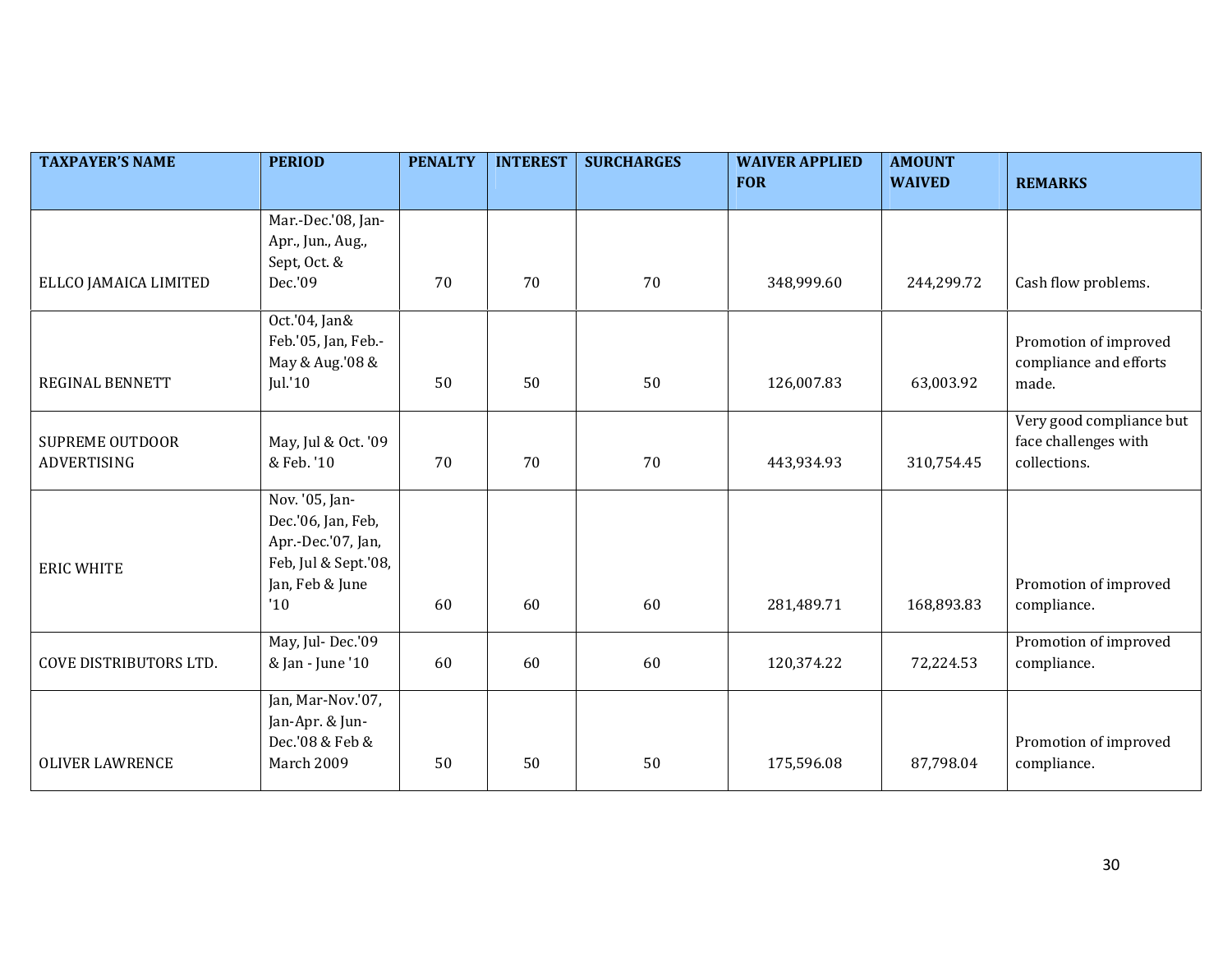| TAXPAYER'S NAME | PERIOD | PENALTY | INTEREST | SURCHARGES | WAIVER APPLIED FOR | AMOUNT WAIVED | REMARKS |
|---|---|---|---|---|---|---|---|
| ELLCO JAMAICA LIMITED | Mar.-Dec.'08, Jan-Apr., Jun., Aug., Sept, Oct. & Dec.'09 | 70 | 70 | 70 | 348,999.60 | 244,299.72 | Cash flow problems. |
| REGINAL BENNETT | Oct.'04, Jan& Feb.'05, Jan, Feb.-May & Aug.'08 & Jul.'10 | 50 | 50 | 50 | 126,007.83 | 63,003.92 | Promotion of improved compliance and efforts made. |
| SUPREME OUTDOOR ADVERTISING | May, Jul & Oct. '09 & Feb. '10 | 70 | 70 | 70 | 443,934.93 | 310,754.45 | Very good compliance but face challenges with collections. |
| ERIC WHITE | Nov. '05, Jan-Dec.'06, Jan, Feb, Apr.-Dec.'07, Jan, Feb, Jul & Sept.'08, Jan, Feb & June '10 | 60 | 60 | 60 | 281,489.71 | 168,893.83 | Promotion of improved compliance. |
| COVE DISTRIBUTORS LTD. | May, Jul- Dec.'09 & Jan - June '10 | 60 | 60 | 60 | 120,374.22 | 72,224.53 | Promotion of improved compliance. |
| OLIVER LAWRENCE | Jan, Mar-Nov.'07, Jan-Apr. & Jun-Dec.'08 & Feb & March 2009 | 50 | 50 | 50 | 175,596.08 | 87,798.04 | Promotion of improved compliance. |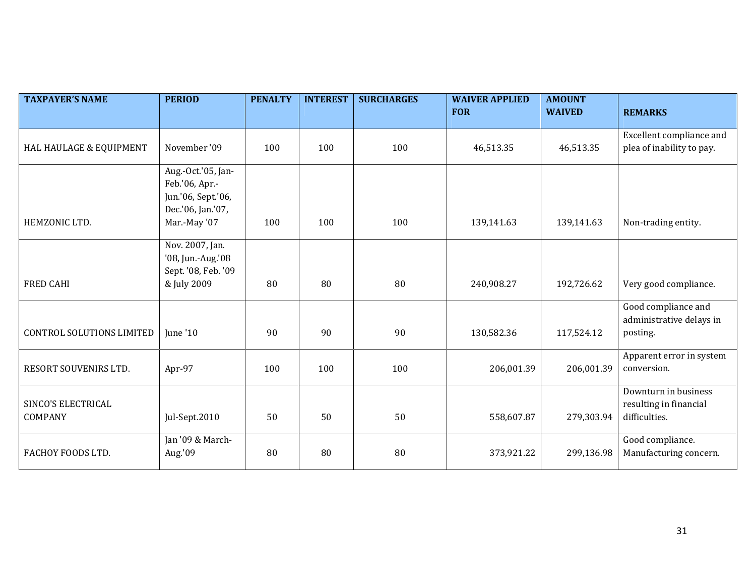| TAXPAYER'S NAME | PERIOD | PENALTY | INTEREST | SURCHARGES | WAIVER APPLIED FOR | AMOUNT WAIVED | REMARKS |
|---|---|---|---|---|---|---|---|
| HAL HAULAGE & EQUIPMENT | November '09 | 100 | 100 | 100 | 46,513.35 | 46,513.35 | Excellent compliance and plea of inability to pay. |
| HEMZONIC LTD. | Aug.-Oct.'05, Jan-Feb.'06, Apr.-Jun.'06, Sept.'06, Dec.'06, Jan.'07, Mar.-May '07 | 100 | 100 | 100 | 139,141.63 | 139,141.63 | Non-trading entity. |
| FRED CAHI | Nov. 2007, Jan. '08, Jun.-Aug.'08 Sept. '08, Feb. '09 & July 2009 | 80 | 80 | 80 | 240,908.27 | 192,726.62 | Very good compliance. |
| CONTROL SOLUTIONS LIMITED | June '10 | 90 | 90 | 90 | 130,582.36 | 117,524.12 | Good compliance and administrative delays in posting. |
| RESORT SOUVENIRS LTD. | Apr-97 | 100 | 100 | 100 | 206,001.39 | 206,001.39 | Apparent error in system conversion. |
| SINCO'S ELECTRICAL COMPANY | Jul-Sept.2010 | 50 | 50 | 50 | 558,607.87 | 279,303.94 | Downturn in business resulting in financial difficulties. |
| FACHOY FOODS LTD. | Jan '09 & March-Aug.'09 | 80 | 80 | 80 | 373,921.22 | 299,136.98 | Good compliance. Manufacturing concern. |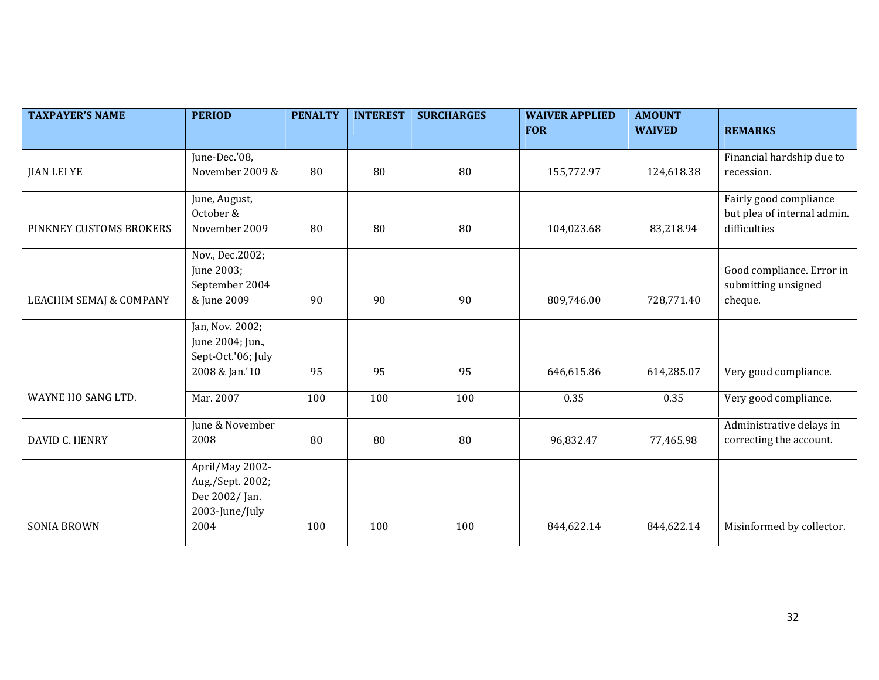| TAXPAYER'S NAME | PERIOD | PENALTY | INTEREST | SURCHARGES | WAIVER APPLIED FOR | AMOUNT WAIVED | REMARKS |
|---|---|---|---|---|---|---|---|
| JIAN LEI YE | June-Dec.'08, November 2009 & | 80 | 80 | 80 | 155,772.97 | 124,618.38 | Financial hardship due to recession. |
| PINKNEY CUSTOMS BROKERS | June, August, October & November 2009 | 80 | 80 | 80 | 104,023.68 | 83,218.94 | Fairly good compliance but plea of internal admin. difficulties |
| LEACHIM SEMAJ & COMPANY | Nov., Dec.2002; June 2003; September 2004 & June 2009 | 90 | 90 | 90 | 809,746.00 | 728,771.40 | Good compliance. Error in submitting unsigned cheque. |
| WAYNE HO SANG LTD. | Jan, Nov. 2002; June 2004; Jun., Sept-Oct.'06; July 2008 & Jan.'10 | 95 | 95 | 95 | 646,615.86 | 614,285.07 | Very good compliance. |
| | Mar. 2007 | 100 | 100 | 100 | 0.35 | 0.35 | Very good compliance. |
| DAVID C. HENRY | June & November 2008 | 80 | 80 | 80 | 96,832.47 | 77,465.98 | Administrative delays in correcting the account. |
| SONIA BROWN | April/May 2002-Aug./Sept. 2002; Dec 2002/ Jan. 2003-June/July 2004 | 100 | 100 | 100 | 844,622.14 | 844,622.14 | Misinformed by collector. |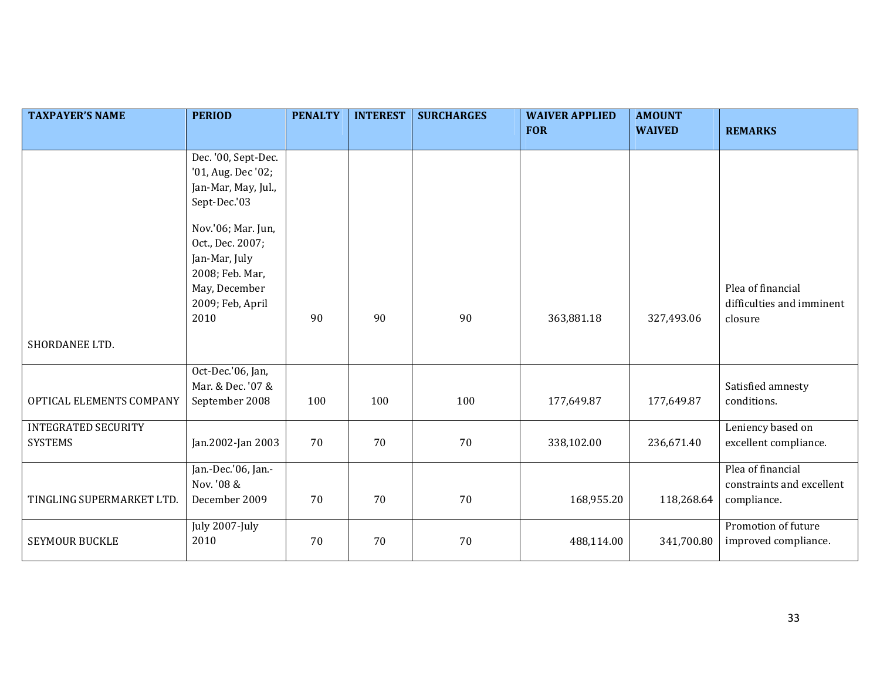| TAXPAYER'S NAME | PERIOD | PENALTY | INTEREST | SURCHARGES | WAIVER APPLIED FOR | AMOUNT WAIVED | REMARKS |
|---|---|---|---|---|---|---|---|
| SHORDANEE LTD. | Dec. '00, Sept-Dec. '01, Aug. Dec '02; Jan-Mar, May, Jul., Sept-Dec.'03 Nov.'06; Mar. Jun, Oct., Dec. 2007; Jan-Mar, July 2008; Feb. Mar, May, December 2009; Feb, April 2010 | 90 | 90 | 90 | 363,881.18 | 327,493.06 | Plea of financial difficulties and imminent closure |
| OPTICAL ELEMENTS COMPANY | Oct-Dec.'06, Jan, Mar. & Dec. '07 & September 2008 | 100 | 100 | 100 | 177,649.87 | 177,649.87 | Satisfied amnesty conditions. |
| INTEGRATED SECURITY SYSTEMS | Jan.2002-Jan 2003 | 70 | 70 | 70 | 338,102.00 | 236,671.40 | Leniency based on excellent compliance. |
| TINGLING SUPERMARKET LTD. | Jan.-Dec.'06, Jan.-Nov. '08 & December 2009 | 70 | 70 | 70 | 168,955.20 | 118,268.64 | Plea of financial constraints and excellent compliance. |
| SEYMOUR BUCKLE | July 2007-July 2010 | 70 | 70 | 70 | 488,114.00 | 341,700.80 | Promotion of future improved compliance. |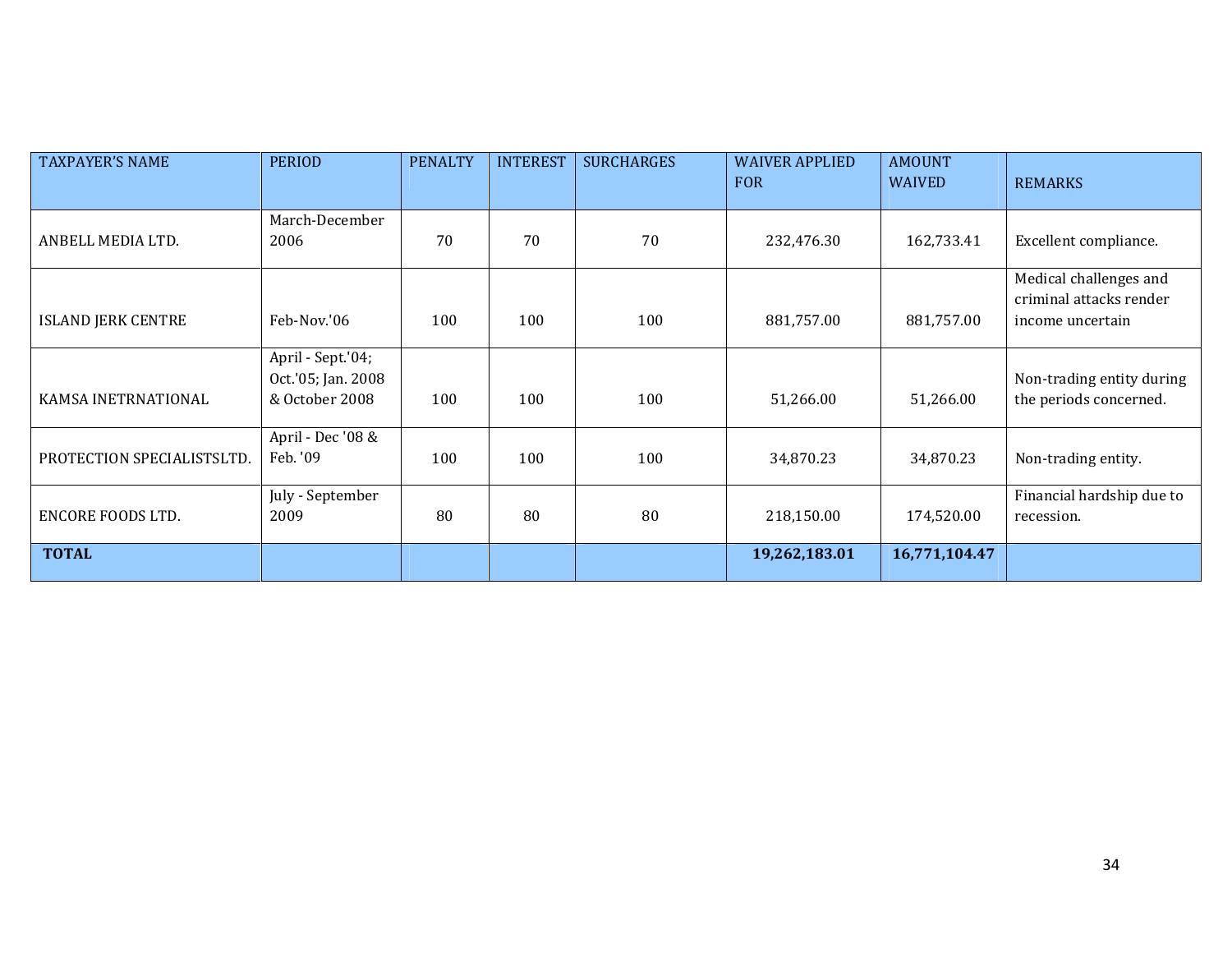| TAXPAYER'S NAME | PERIOD | PENALTY | INTEREST | SURCHARGES | WAIVER APPLIED FOR | AMOUNT WAIVED | REMARKS |
|---|---|---|---|---|---|---|---|
| ANBELL MEDIA LTD. | March-December 2006 | 70 | 70 | 70 | 232,476.30 | 162,733.41 | Excellent compliance. |
| ISLAND JERK CENTRE | Feb-Nov.'06 | 100 | 100 | 100 | 881,757.00 | 881,757.00 | Medical challenges and criminal attacks render income uncertain |
| KAMSA INETRNATIONAL | April - Sept.'04; Oct.'05; Jan. 2008 & October 2008 | 100 | 100 | 100 | 51,266.00 | 51,266.00 | Non-trading entity during the periods concerned. |
| PROTECTION SPECIALISTSLTD. | April - Dec '08 & Feb. '09 | 100 | 100 | 100 | 34,870.23 | 34,870.23 | Non-trading entity. |
| ENCORE FOODS LTD. | July - September 2009 | 80 | 80 | 80 | 218,150.00 | 174,520.00 | Financial hardship due to recession. |
| **TOTAL** | | | | | **19,262,183.01** | **16,771,104.47** | |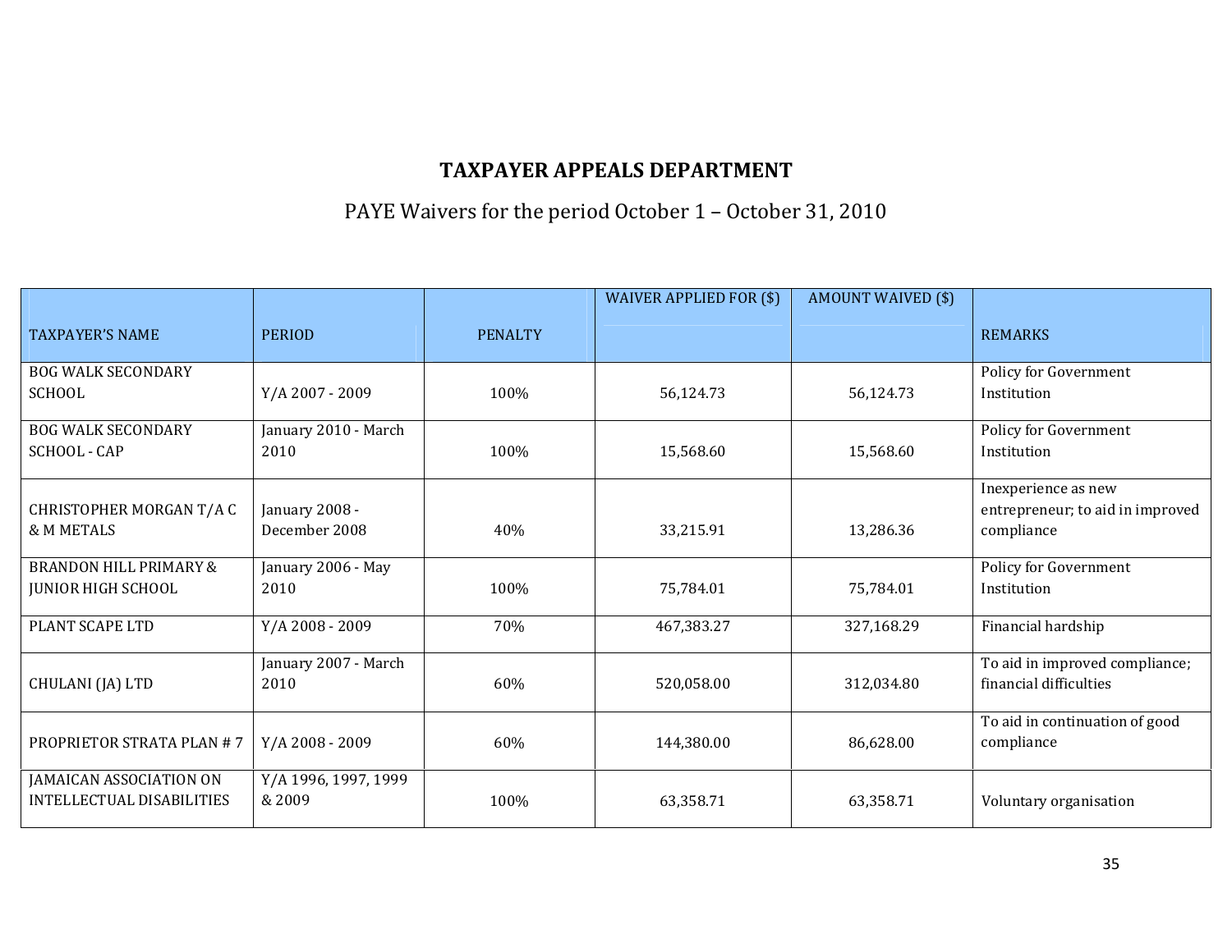## TAXPAYER APPEALS DEPARTMENT

PAYE Waivers for the period October 1 – October 31, 2010

| TAXPAYER'S NAME | PERIOD | PENALTY | WAIVER APPLIED FOR ($) | AMOUNT WAIVED ($) | REMARKS |
|---|---|---|---|---|---|
| BOG WALK SECONDARY SCHOOL | Y/A 2007 - 2009 | 100% | 56,124.73 | 56,124.73 | Policy for Government Institution |
| BOG WALK SECONDARY SCHOOL - CAP | January 2010 - March 2010 | 100% | 15,568.60 | 15,568.60 | Policy for Government Institution |
| CHRISTOPHER MORGAN T/A C & M METALS | January 2008 - December 2008 | 40% | 33,215.91 | 13,286.36 | Inexperience as new entrepreneur; to aid in improved compliance |
| BRANDON HILL PRIMARY & JUNIOR HIGH SCHOOL | January 2006 - May 2010 | 100% | 75,784.01 | 75,784.01 | Policy for Government Institution |
| PLANT SCAPE LTD | Y/A 2008 - 2009 | 70% | 467,383.27 | 327,168.29 | Financial hardship |
| CHULANI (JA) LTD | January 2007 - March 2010 | 60% | 520,058.00 | 312,034.80 | To aid in improved compliance; financial difficulties |
| PROPRIETOR STRATA PLAN # 7 | Y/A 2008 - 2009 | 60% | 144,380.00 | 86,628.00 | To aid in continuation of good compliance |
| JAMAICAN ASSOCIATION ON INTELLECTUAL DISABILITIES | Y/A 1996, 1997, 1999 & 2009 | 100% | 63,358.71 | 63,358.71 | Voluntary organisation |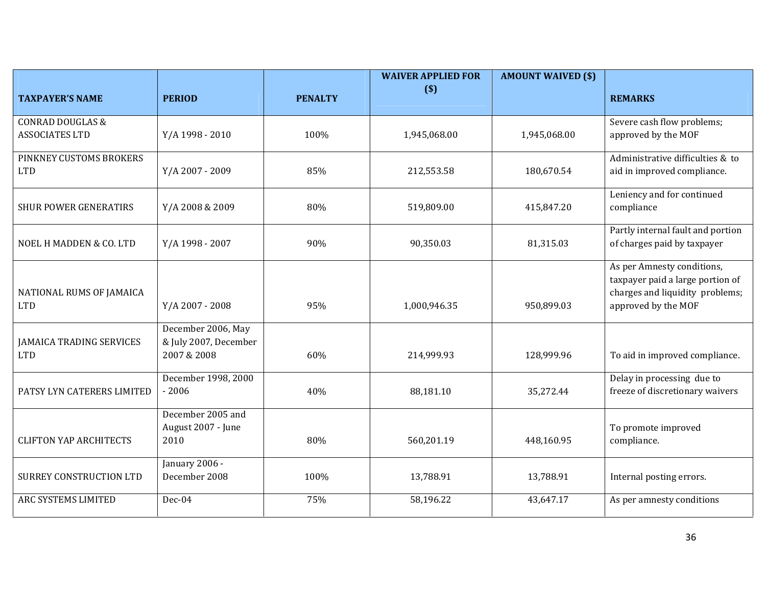| TAXPAYER'S NAME | PERIOD | PENALTY | WAIVER APPLIED FOR ($) | AMOUNT WAIVED ($) | REMARKS |
|---|---|---|---|---|---|
| CONRAD DOUGLAS & ASSOCIATES LTD | Y/A 1998 - 2010 | 100% | 1,945,068.00 | 1,945,068.00 | Severe cash flow problems; approved by the MOF |
| PINKNEY CUSTOMS BROKERS LTD | Y/A 2007 - 2009 | 85% | 212,553.58 | 180,670.54 | Administrative difficulties & to aid in improved compliance. |
| SHUR POWER GENERATIRS | Y/A 2008 & 2009 | 80% | 519,809.00 | 415,847.20 | Leniency and for continued compliance |
| NOEL H MADDEN & CO. LTD | Y/A 1998 - 2007 | 90% | 90,350.03 | 81,315.03 | Partly internal fault and portion of charges paid by taxpayer |
| NATIONAL RUMS OF JAMAICA LTD | Y/A 2007 - 2008 | 95% | 1,000,946.35 | 950,899.03 | As per Amnesty conditions, taxpayer paid a large portion of charges and liquidity problems; approved by the MOF |
| JAMAICA TRADING SERVICES LTD | December 2006, May & July 2007, December 2007 & 2008 | 60% | 214,999.93 | 128,999.96 | To aid in improved compliance. |
| PATSY LYN CATERERS LIMITED | December 1998, 2000 - 2006 | 40% | 88,181.10 | 35,272.44 | Delay in processing due to freeze of discretionary waivers |
| CLIFTON YAP ARCHITECTS | December 2005 and August 2007 - June 2010 | 80% | 560,201.19 | 448,160.95 | To promote improved compliance. |
| SURREY CONSTRUCTION LTD | January 2006 - December 2008 | 100% | 13,788.91 | 13,788.91 | Internal posting errors. |
| ARC SYSTEMS LIMITED | Dec-04 | 75% | 58,196.22 | 43,647.17 | As per amnesty conditions |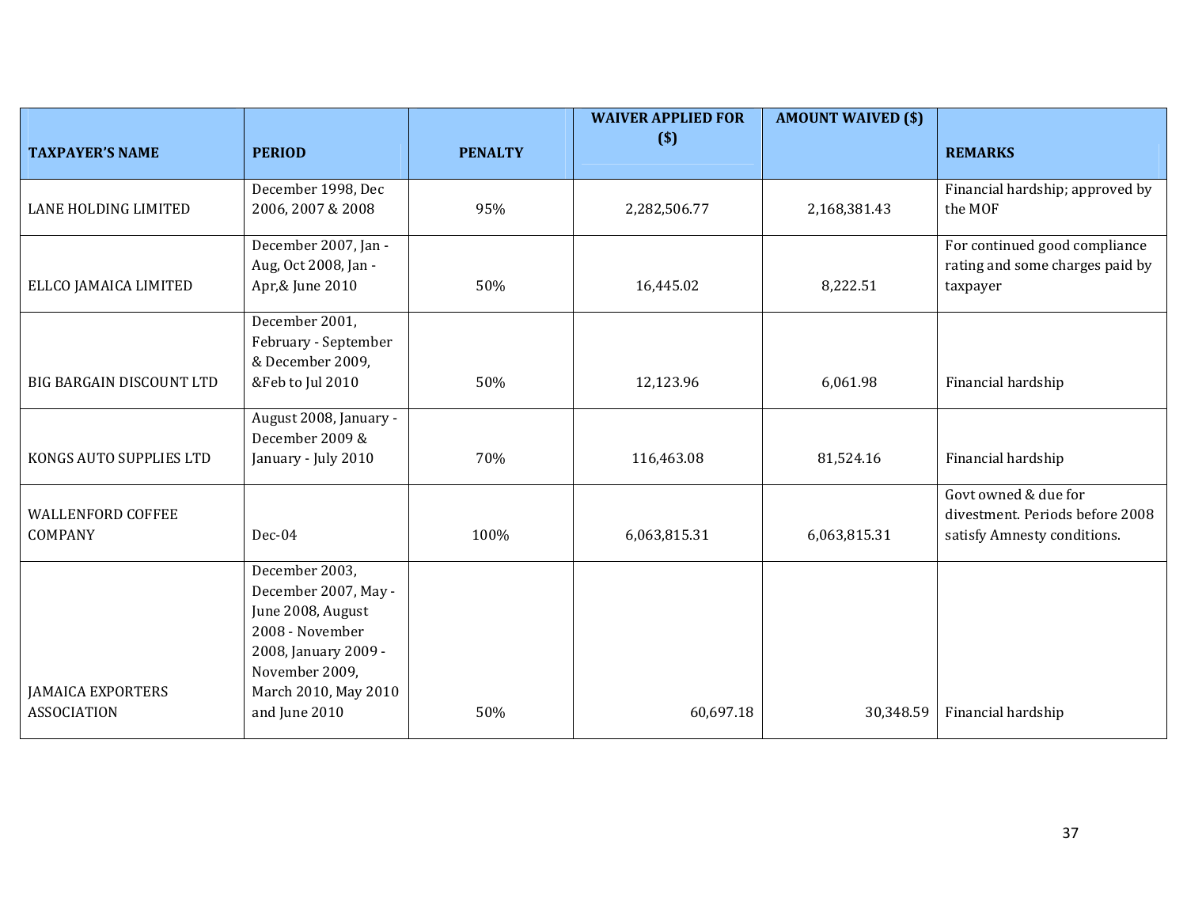| TAXPAYER'S NAME | PERIOD | PENALTY | WAIVER APPLIED FOR ($) | AMOUNT WAIVED ($) | REMARKS |
|---|---|---|---|---|---|
| LANE HOLDING LIMITED | December 1998, Dec 2006, 2007 & 2008 | 95% | 2,282,506.77 | 2,168,381.43 | Financial hardship; approved by the MOF |
| ELLCO JAMAICA LIMITED | December 2007, Jan - Aug, Oct 2008, Jan - Apr,& June 2010 | 50% | 16,445.02 | 8,222.51 | For continued good compliance rating and some charges paid by taxpayer |
| BIG BARGAIN DISCOUNT LTD | December 2001, February - September & December 2009, &Feb to Jul 2010 | 50% | 12,123.96 | 6,061.98 | Financial hardship |
| KONGS AUTO SUPPLIES LTD | August 2008, January - December 2009 & January - July 2010 | 70% | 116,463.08 | 81,524.16 | Financial hardship |
| WALLENFORD COFFEE COMPANY | Dec-04 | 100% | 6,063,815.31 | 6,063,815.31 | Govt owned & due for divestment. Periods before 2008 satisfy Amnesty conditions. |
| JAMAICA EXPORTERS ASSOCIATION | December 2003, December 2007, May - June 2008, August 2008 - November 2008, January 2009 - November 2009, March 2010, May 2010 and June 2010 | 50% | 60,697.18 | 30,348.59 | Financial hardship |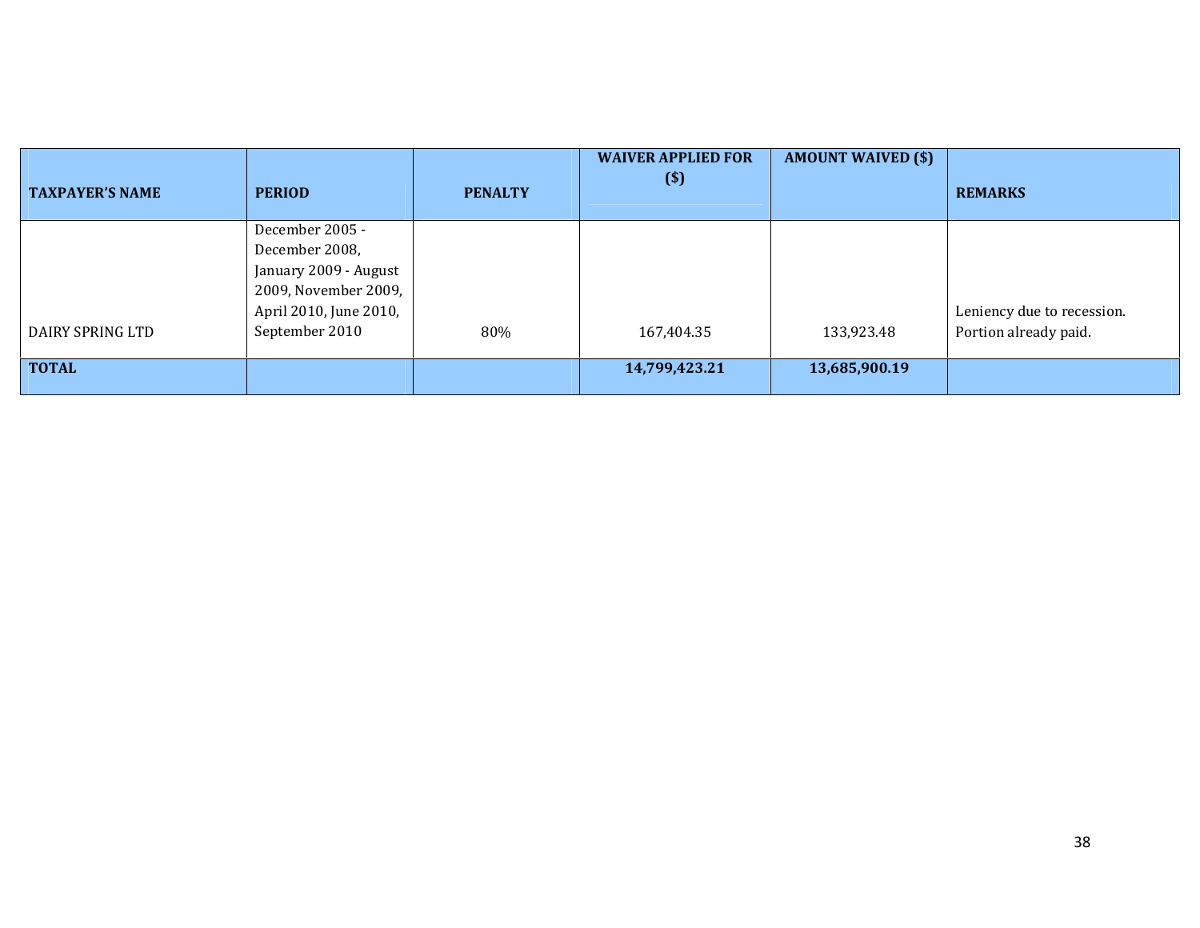| TAXPAYER'S NAME | PERIOD | PENALTY | WAIVER APPLIED FOR ($) | AMOUNT WAIVED ($) | REMARKS |
|---|---|---|---|---|---|
| DAIRY SPRING LTD | December 2005 - December 2008, January 2009 - August 2009, November 2009, April 2010, June 2010, September 2010 | 80% | 167,404.35 | 133,923.48 | Leniency due to recession. Portion already paid. |
| **TOTAL** | | | **14,799,423.21** | **13,685,900.19** | |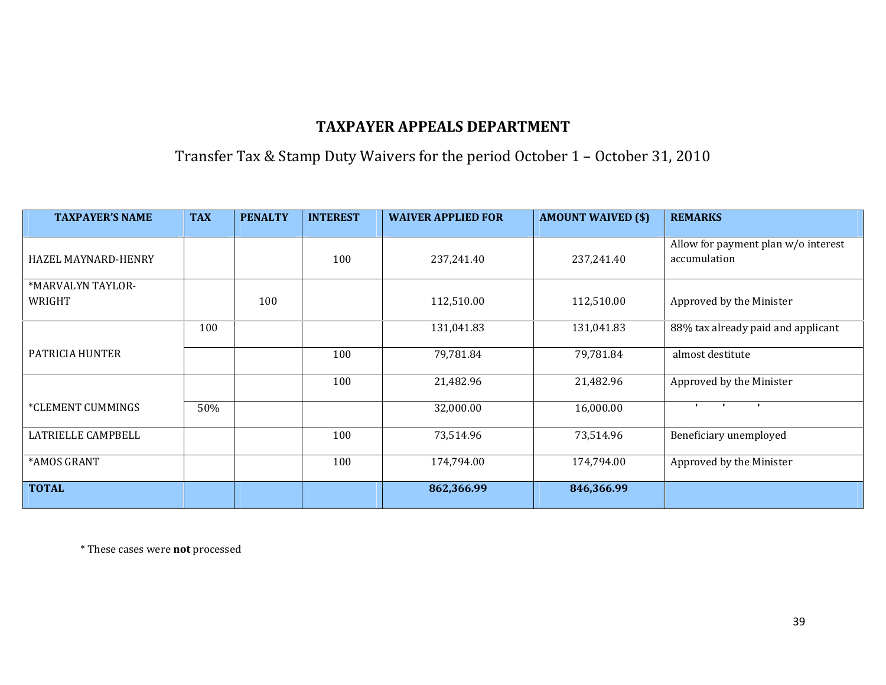## TAXPAYER APPEALS DEPARTMENT

Transfer Tax & Stamp Duty Waivers for the period October 1 – October 31, 2010

| TAXPAYER'S NAME | TAX | PENALTY | INTEREST | WAIVER APPLIED FOR | AMOUNT WAIVED ($) | REMARKS |
|---|---|---|---|---|---|---|
| HAZEL MAYNARD-HENRY | | | 100 | 237,241.40 | 237,241.40 | Allow for payment plan w/o interest accumulation |
| *MARVALYN TAYLOR-WRIGHT | | 100 | | 112,510.00 | 112,510.00 | Approved by the Minister |
| PATRICIA HUNTER | 100 | | | 131,041.83 | 131,041.83 | 88% tax already paid and applicant |
| | | | 100 | 79,781.84 | 79,781.84 | almost destitute |
| *CLEMENT CUMMINGS | | | 100 | 21,482.96 | 21,482.96 | Approved by the Minister |
| | 50% | | | 32,000.00 | 16,000.00 | ' ' ' |
| LATRIELLE CAMPBELL | | | 100 | 73,514.96 | 73,514.96 | Beneficiary unemployed |
| *AMOS GRANT | | | 100 | 174,794.00 | 174,794.00 | Approved by the Minister |
| **TOTAL** | | | | **862,366.99** | **846,366.99** | |

* These cases were **not** processed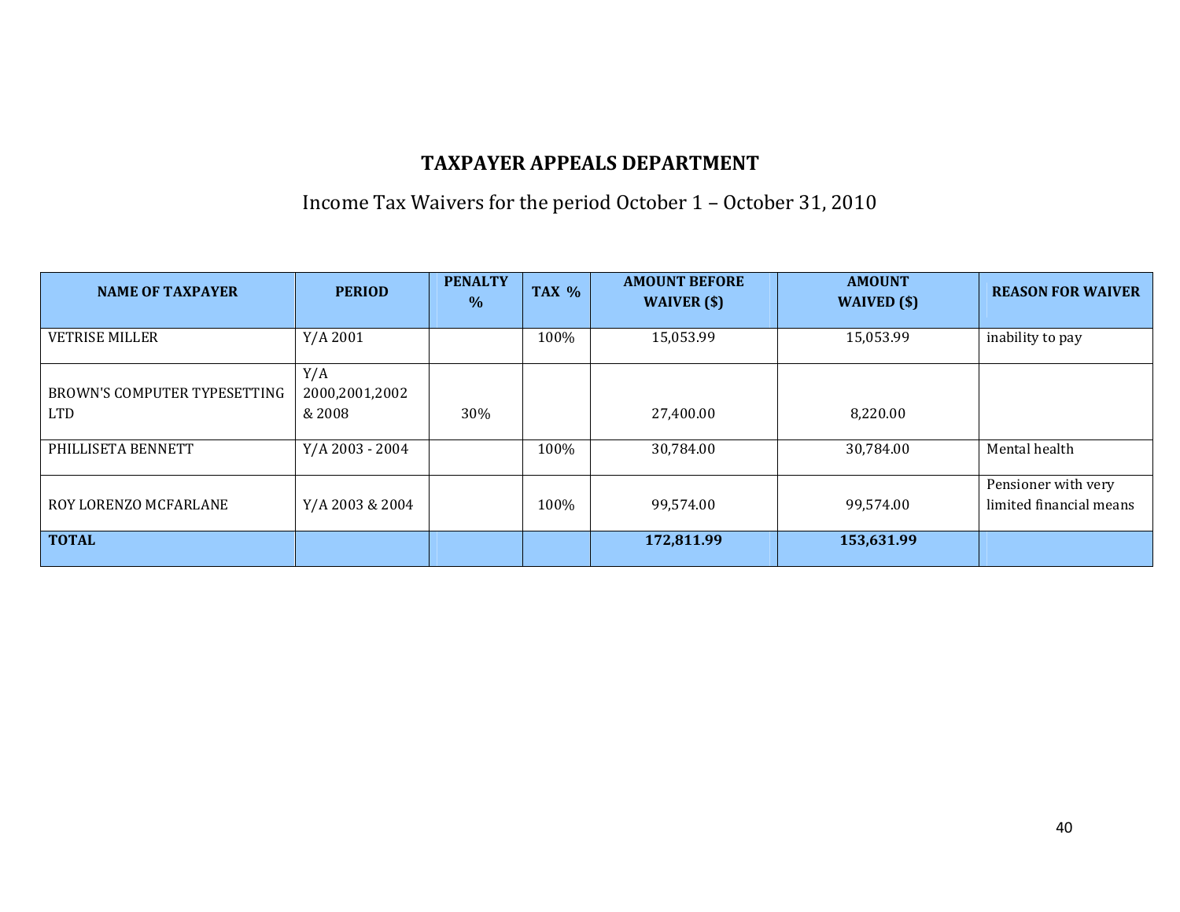## TAXPAYER APPEALS DEPARTMENT

Income Tax Waivers for the period October 1 – October 31, 2010

| NAME OF TAXPAYER | PERIOD | PENALTY % | TAX % | AMOUNT BEFORE WAIVER ($) | AMOUNT WAIVED ($) | REASON FOR WAIVER |
|---|---|---|---|---|---|---|
| VETRISE MILLER | Y/A 2001 | | 100% | 15,053.99 | 15,053.99 | inability to pay |
| BROWN'S COMPUTER TYPESETTING LTD | Y/A 2000,2001,2002 & 2008 | 30% | | 27,400.00 | 8,220.00 | |
| PHILLISETA BENNETT | Y/A 2003 - 2004 | | 100% | 30,784.00 | 30,784.00 | Mental health |
| ROY LORENZO MCFARLANE | Y/A 2003 & 2004 | | 100% | 99,574.00 | 99,574.00 | Pensioner with very limited financial means |
| **TOTAL** | | | | **172,811.99** | **153,631.99** | |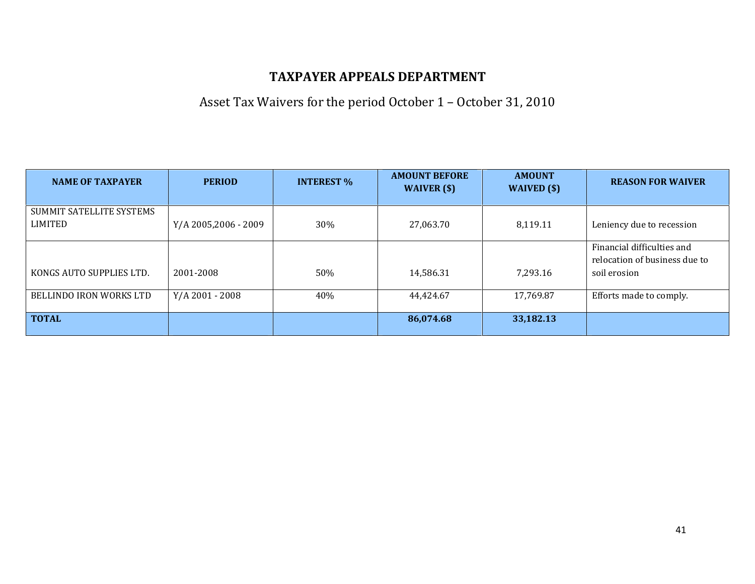## TAXPAYER APPEALS DEPARTMENT

Asset Tax Waivers for the period October 1 – October 31, 2010

| NAME OF TAXPAYER | PERIOD | INTEREST % | AMOUNT BEFORE WAIVER ($) | AMOUNT WAIVED ($) | REASON FOR WAIVER |
|---|---|---|---|---|---|
| SUMMIT SATELLITE SYSTEMS LIMITED | Y/A 2005,2006 - 2009 | 30% | 27,063.70 | 8,119.11 | Leniency due to recession |
| KONGS AUTO SUPPLIES LTD. | 2001-2008 | 50% | 14,586.31 | 7,293.16 | Financial difficulties and relocation of business due to soil erosion |
| BELLINDO IRON WORKS LTD | Y/A 2001 - 2008 | 40% | 44,424.67 | 17,769.87 | Efforts made to comply. |
| **TOTAL** | | | **86,074.68** | **33,182.13** | |